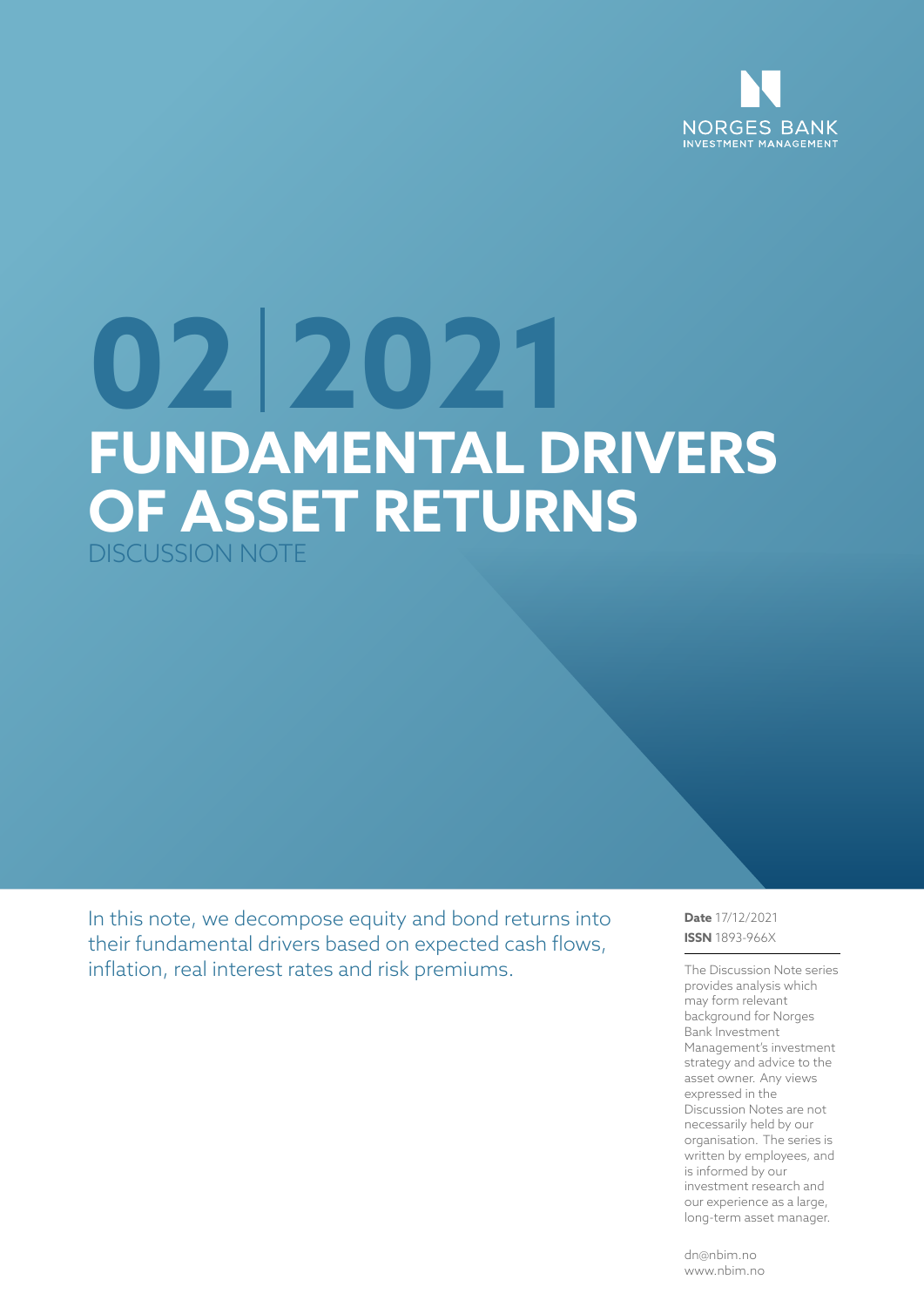NORGES BANK
INVESTMENT MANAGEMENT

# 02 | 2021

# FUNDAMENTAL DRIVERS OF ASSET RETURNS

DISCUSSION NOTE

In this note, we decompose equity and bond returns into their fundamental drivers based on expected cash flows, inflation, real interest rates and risk premiums.

**Date** 17/12/2021
**ISSN** 1893-966X

The Discussion Note series provides analysis which may form relevant background for Norges Bank Investment Management's investment strategy and advice to the asset owner. Any views expressed in the Discussion Notes are not necessarily held by our organisation. The series is written by employees, and is informed by our investment research and our experience as a large, long-term asset manager.

dn@nbim.no
www.nbim.no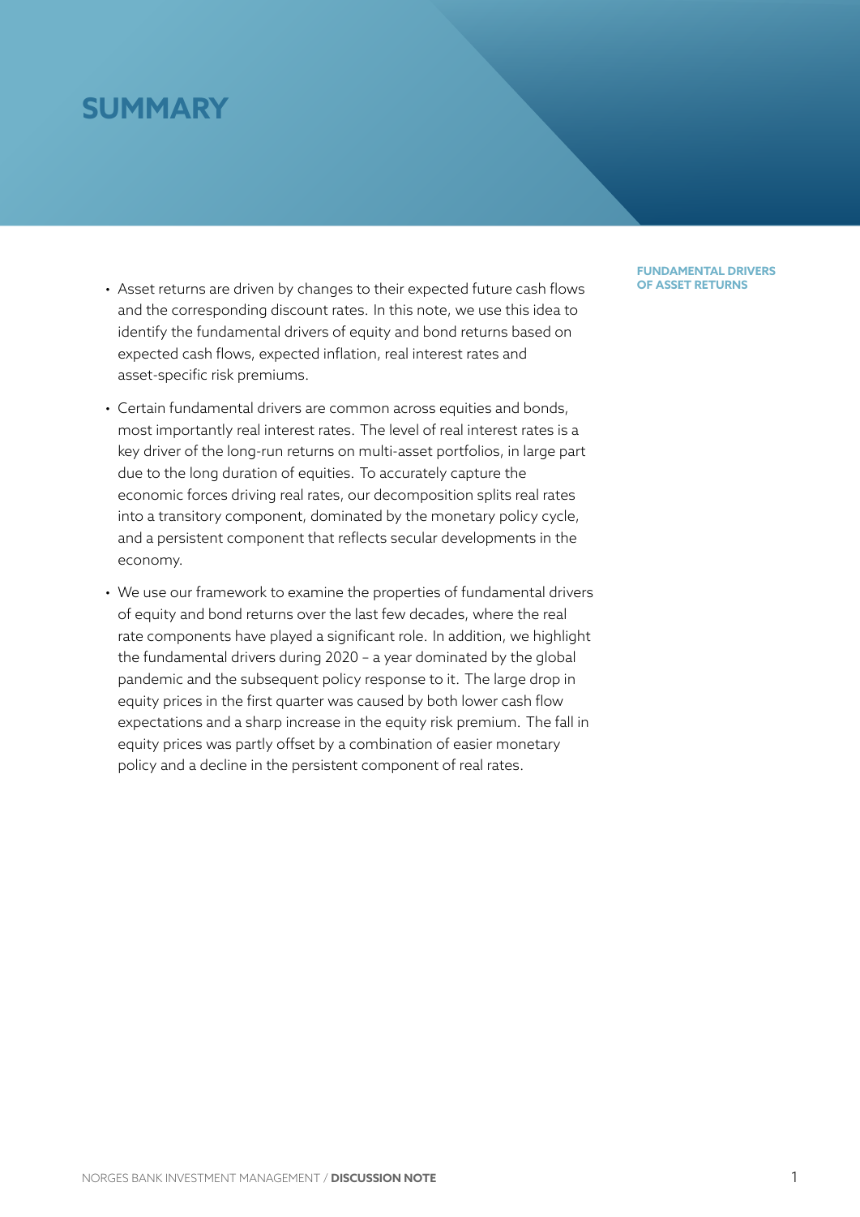# SUMMARY

**FUNDAMENTAL DRIVERS OF ASSET RETURNS**

- Asset returns are driven by changes to their expected future cash flows and the corresponding discount rates. In this note, we use this idea to identify the fundamental drivers of equity and bond returns based on expected cash flows, expected inflation, real interest rates and asset-specific risk premiums.
- Certain fundamental drivers are common across equities and bonds, most importantly real interest rates. The level of real interest rates is a key driver of the long-run returns on multi-asset portfolios, in large part due to the long duration of equities. To accurately capture the economic forces driving real rates, our decomposition splits real rates into a transitory component, dominated by the monetary policy cycle, and a persistent component that reflects secular developments in the economy.
- We use our framework to examine the properties of fundamental drivers of equity and bond returns over the last few decades, where the real rate components have played a significant role. In addition, we highlight the fundamental drivers during 2020 – a year dominated by the global pandemic and the subsequent policy response to it. The large drop in equity prices in the first quarter was caused by both lower cash flow expectations and a sharp increase in the equity risk premium. The fall in equity prices was partly offset by a combination of easier monetary policy and a decline in the persistent component of real rates.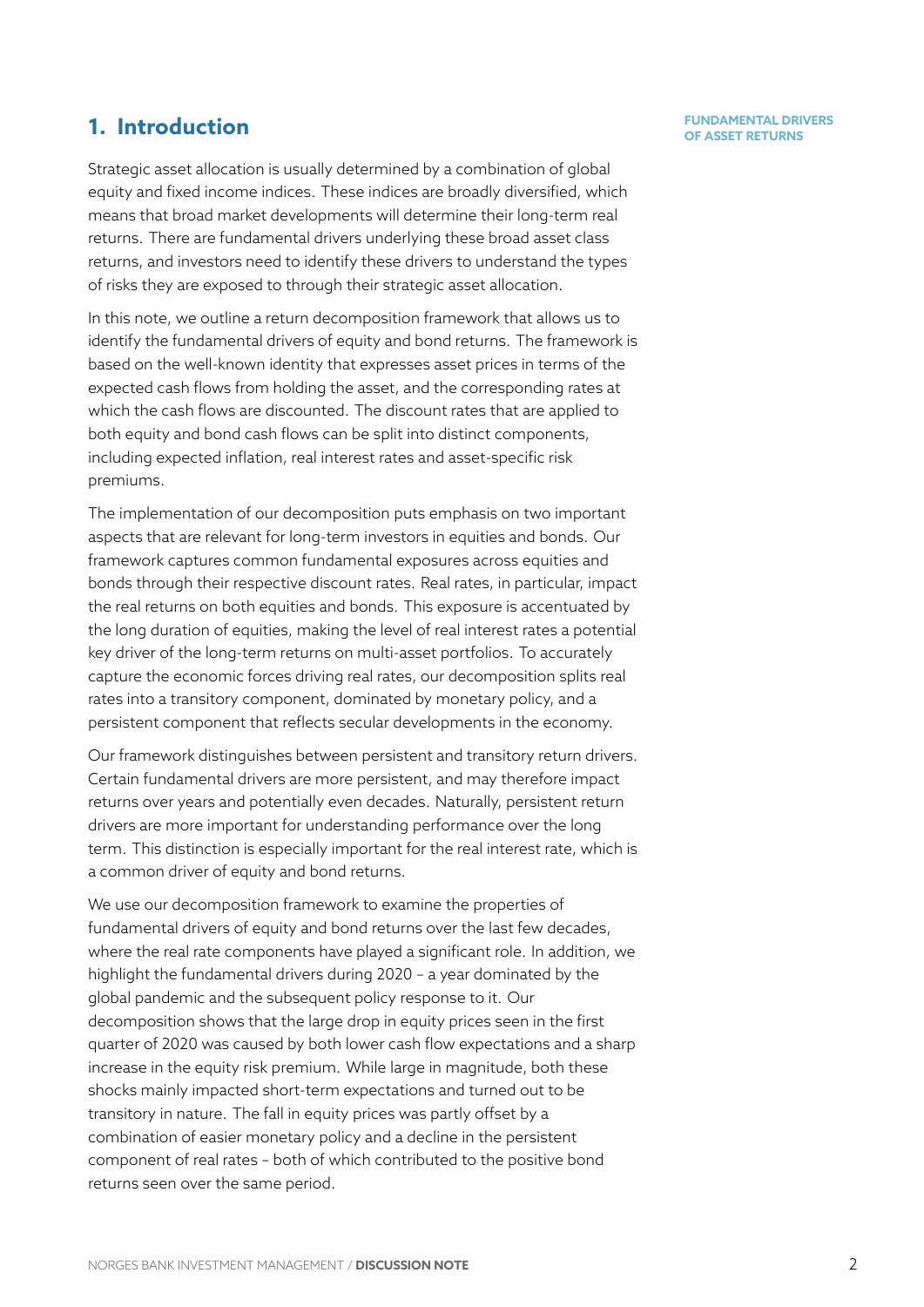## 1. Introduction

Strategic asset allocation is usually determined by a combination of global equity and fixed income indices. These indices are broadly diversified, which means that broad market developments will determine their long-term real returns. There are fundamental drivers underlying these broad asset class returns, and investors need to identify these drivers to understand the types of risks they are exposed to through their strategic asset allocation.

In this note, we outline a return decomposition framework that allows us to identify the fundamental drivers of equity and bond returns. The framework is based on the well-known identity that expresses asset prices in terms of the expected cash flows from holding the asset, and the corresponding rates at which the cash flows are discounted. The discount rates that are applied to both equity and bond cash flows can be split into distinct components, including expected inflation, real interest rates and asset-specific risk premiums.

The implementation of our decomposition puts emphasis on two important aspects that are relevant for long-term investors in equities and bonds. Our framework captures common fundamental exposures across equities and bonds through their respective discount rates. Real rates, in particular, impact the real returns on both equities and bonds. This exposure is accentuated by the long duration of equities, making the level of real interest rates a potential key driver of the long-term returns on multi-asset portfolios. To accurately capture the economic forces driving real rates, our decomposition splits real rates into a transitory component, dominated by monetary policy, and a persistent component that reflects secular developments in the economy.

Our framework distinguishes between persistent and transitory return drivers. Certain fundamental drivers are more persistent, and may therefore impact returns over years and potentially even decades. Naturally, persistent return drivers are more important for understanding performance over the long term. This distinction is especially important for the real interest rate, which is a common driver of equity and bond returns.

We use our decomposition framework to examine the properties of fundamental drivers of equity and bond returns over the last few decades, where the real rate components have played a significant role. In addition, we highlight the fundamental drivers during 2020 – a year dominated by the global pandemic and the subsequent policy response to it. Our decomposition shows that the large drop in equity prices seen in the first quarter of 2020 was caused by both lower cash flow expectations and a sharp increase in the equity risk premium. While large in magnitude, both these shocks mainly impacted short-term expectations and turned out to be transitory in nature. The fall in equity prices was partly offset by a combination of easier monetary policy and a decline in the persistent component of real rates – both of which contributed to the positive bond returns seen over the same period.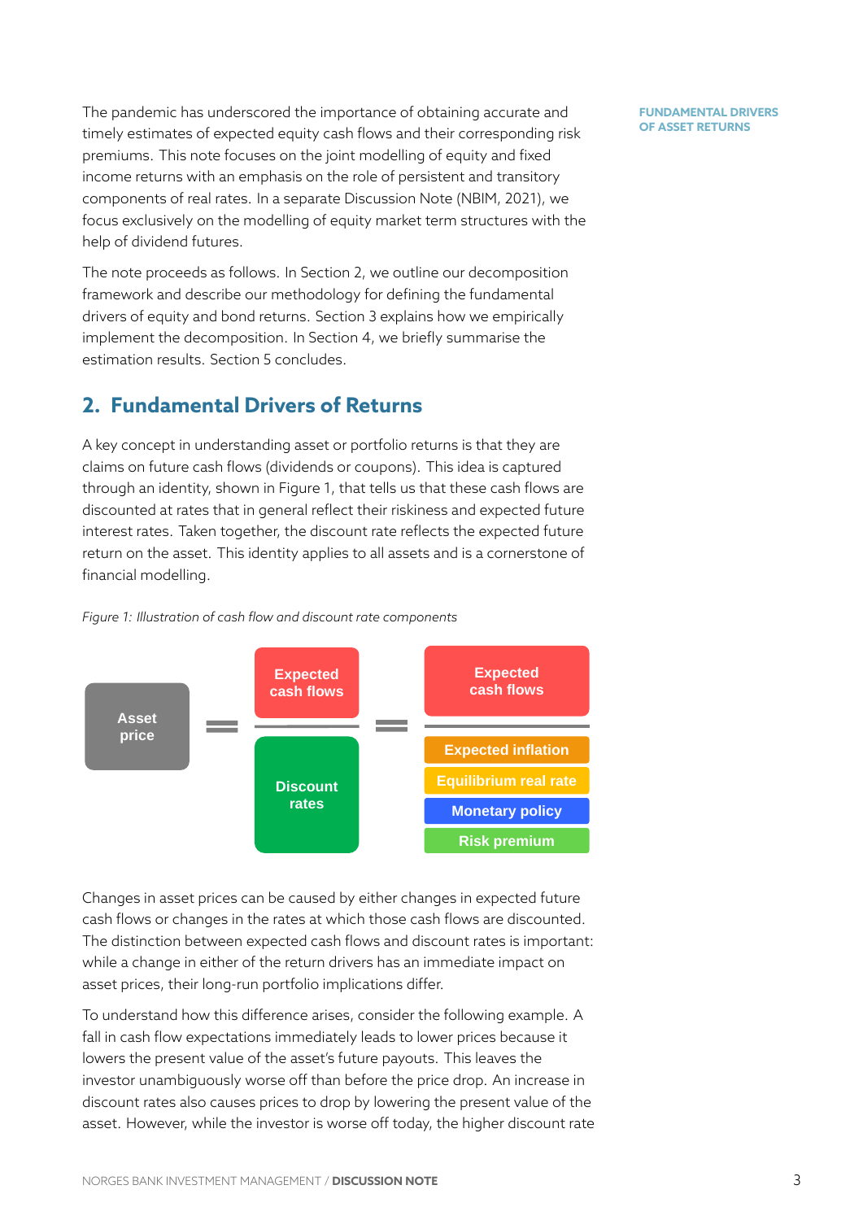The pandemic has underscored the importance of obtaining accurate and timely estimates of expected equity cash flows and their corresponding risk premiums. This note focuses on the joint modelling of equity and fixed income returns with an emphasis on the role of persistent and transitory components of real rates. In a separate Discussion Note (NBIM, 2021), we focus exclusively on the modelling of equity market term structures with the help of dividend futures.

The note proceeds as follows. In Section 2, we outline our decomposition framework and describe our methodology for defining the fundamental drivers of equity and bond returns. Section 3 explains how we empirically implement the decomposition. In Section 4, we briefly summarise the estimation results. Section 5 concludes.

## 2. Fundamental Drivers of Returns

A key concept in understanding asset or portfolio returns is that they are claims on future cash flows (dividends or coupons). This idea is captured through an identity, shown in Figure 1, that tells us that these cash flows are discounted at rates that in general reflect their riskiness and expected future interest rates. Taken together, the discount rate reflects the expected future return on the asset. This identity applies to all assets and is a cornerstone of financial modelling.

*Figure 1: Illustration of cash flow and discount rate components*

Asset price = Expected cash flows / Discount rates = Expected cash flows / (Expected inflation, Equilibrium real rate, Monetary policy, Risk premium)

Changes in asset prices can be caused by either changes in expected future cash flows or changes in the rates at which those cash flows are discounted. The distinction between expected cash flows and discount rates is important: while a change in either of the return drivers has an immediate impact on asset prices, their long-run portfolio implications differ.

To understand how this difference arises, consider the following example. A fall in cash flow expectations immediately leads to lower prices because it lowers the present value of the asset's future payouts. This leaves the investor unambiguously worse off than before the price drop. An increase in discount rates also causes prices to drop by lowering the present value of the asset. However, while the investor is worse off today, the higher discount rate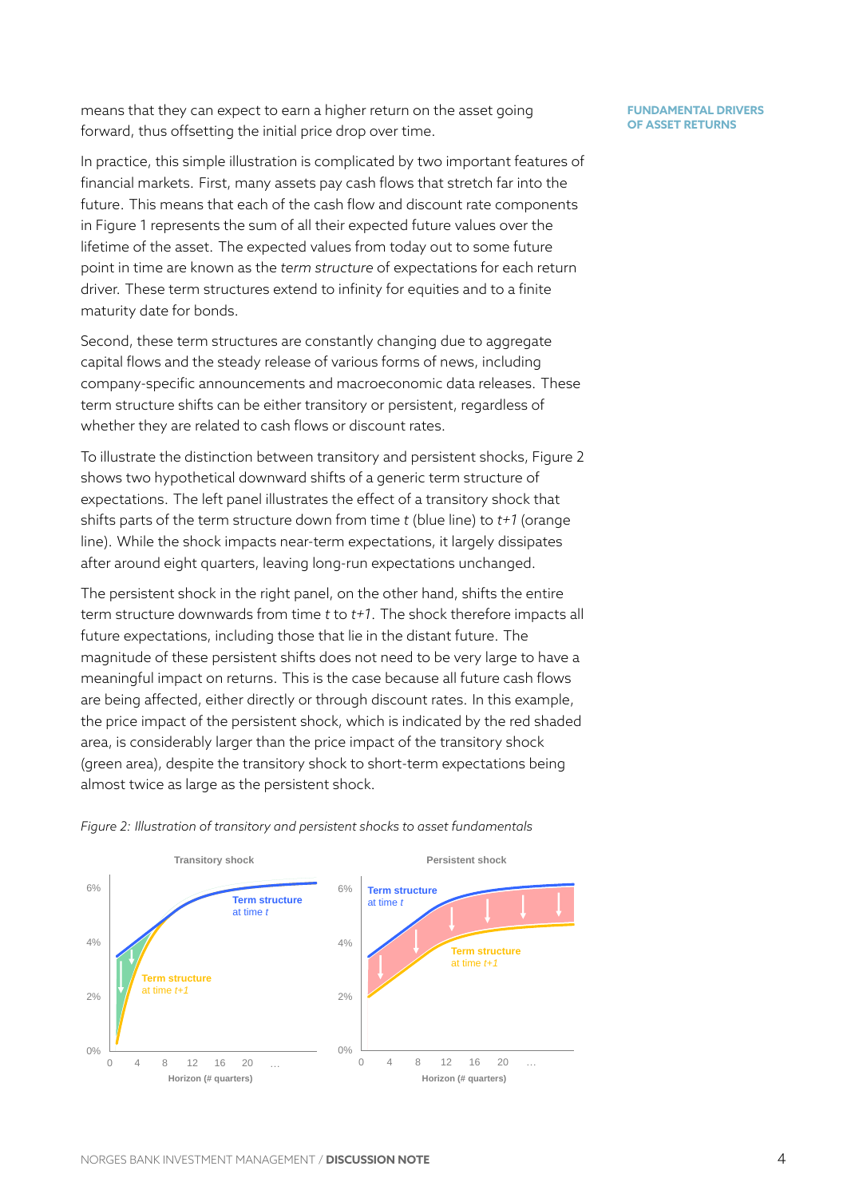means that they can expect to earn a higher return on the asset going forward, thus offsetting the initial price drop over time.

In practice, this simple illustration is complicated by two important features of financial markets. First, many assets pay cash flows that stretch far into the future. This means that each of the cash flow and discount rate components in Figure 1 represents the sum of all their expected future values over the lifetime of the asset. The expected values from today out to some future point in time are known as the *term structure* of expectations for each return driver. These term structures extend to infinity for equities and to a finite maturity date for bonds.

Second, these term structures are constantly changing due to aggregate capital flows and the steady release of various forms of news, including company-specific announcements and macroeconomic data releases. These term structure shifts can be either transitory or persistent, regardless of whether they are related to cash flows or discount rates.

To illustrate the distinction between transitory and persistent shocks, Figure 2 shows two hypothetical downward shifts of a generic term structure of expectations. The left panel illustrates the effect of a transitory shock that shifts parts of the term structure down from time *t* (blue line) to *t+1* (orange line). While the shock impacts near-term expectations, it largely dissipates after around eight quarters, leaving long-run expectations unchanged.

The persistent shock in the right panel, on the other hand, shifts the entire term structure downwards from time *t* to *t+1*. The shock therefore impacts all future expectations, including those that lie in the distant future. The magnitude of these persistent shifts does not need to be very large to have a meaningful impact on returns. This is the case because all future cash flows are being affected, either directly or through discount rates. In this example, the price impact of the persistent shock, which is indicated by the red shaded area, is considerably larger than the price impact of the transitory shock (green area), despite the transitory shock to short-term expectations being almost twice as large as the persistent shock.

*Figure 2: Illustration of transitory and persistent shocks to asset fundamentals*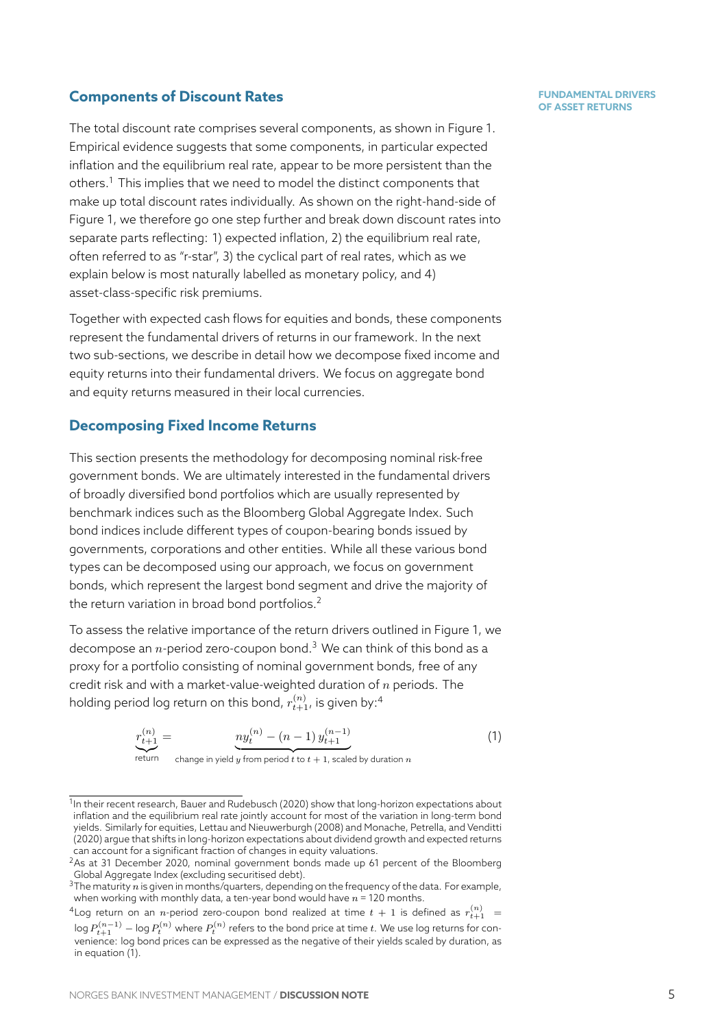## Components of Discount Rates

The total discount rate comprises several components, as shown in Figure 1. Empirical evidence suggests that some components, in particular expected inflation and the equilibrium real rate, appear to be more persistent than the others.[1] This implies that we need to model the distinct components that make up total discount rates individually. As shown on the right-hand-side of Figure 1, we therefore go one step further and break down discount rates into separate parts reflecting: 1) expected inflation, 2) the equilibrium real rate, often referred to as "r-star", 3) the cyclical part of real rates, which as we explain below is most naturally labelled as monetary policy, and 4) asset-class-specific risk premiums.

Together with expected cash flows for equities and bonds, these components represent the fundamental drivers of returns in our framework. In the next two sub-sections, we describe in detail how we decompose fixed income and equity returns into their fundamental drivers. We focus on aggregate bond and equity returns measured in their local currencies.

## Decomposing Fixed Income Returns

This section presents the methodology for decomposing nominal risk-free government bonds. We are ultimately interested in the fundamental drivers of broadly diversified bond portfolios which are usually represented by benchmark indices such as the Bloomberg Global Aggregate Index. Such bond indices include different types of coupon-bearing bonds issued by governments, corporations and other entities. While all these various bond types can be decomposed using our approach, we focus on government bonds, which represent the largest bond segment and drive the majority of the return variation in broad bond portfolios.[2]

To assess the relative importance of the return drivers outlined in Figure 1, we decompose an $n$-period zero-coupon bond.[3] We can think of this bond as a proxy for a portfolio consisting of nominal government bonds, free of any credit risk and with a market-value-weighted duration of $n$ periods. The holding period log return on this bond, $r_{t+1}^{(n)}$, is given by:[4]

$$\underbrace{r_{t+1}^{(n)}}_{\text{return}} = \underbrace{n y_t^{(n)} - (n-1)\, y_{t+1}^{(n-1)}}_{\text{change in yield } y \text{ from period } t \text{ to } t+1 \text{, scaled by duration } n} \tag{1}$$

---

[1] In their recent research, Bauer and Rudebusch (2020) show that long-horizon expectations about inflation and the equilibrium real rate jointly account for most of the variation in long-term bond yields. Similarly for equities, Lettau and Nieuwerburgh (2008) and Monache, Petrella, and Venditti (2020) argue that shifts in long-horizon expectations about dividend growth and expected returns can account for a significant fraction of changes in equity valuations.

[2] As at 31 December 2020, nominal government bonds made up 61 percent of the Bloomberg Global Aggregate Index (excluding securitised debt).

[3] The maturity $n$ is given in months/quarters, depending on the frequency of the data. For example, when working with monthly data, a ten-year bond would have $n$ = 120 months.

[4] Log return on an $n$-period zero-coupon bond realized at time $t+1$ is defined as $r_{t+1}^{(n)} = \log P_{t+1}^{(n-1)} - \log P_t^{(n)}$ where $P_t^{(n)}$ refers to the bond price at time $t$. We use log returns for convenience: log bond prices can be expressed as the negative of their yields scaled by duration, as in equation (1).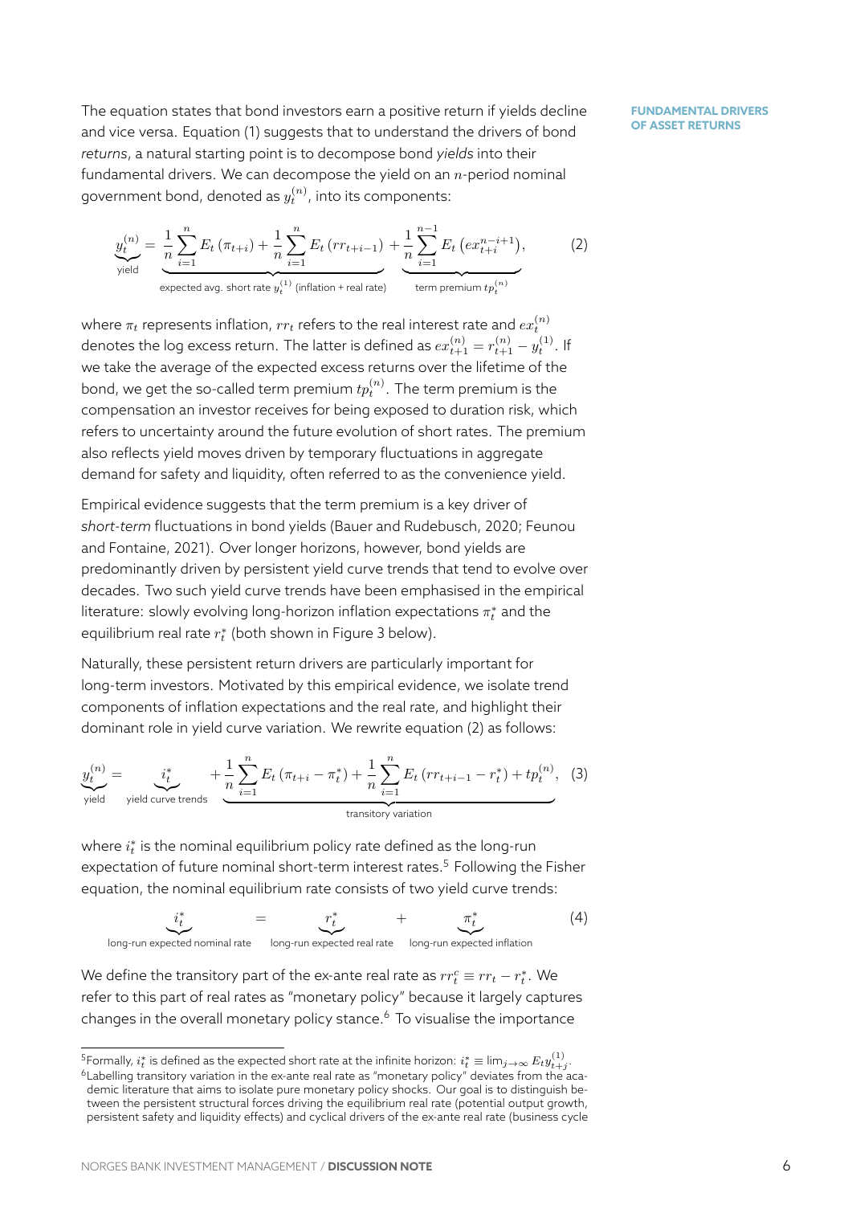The equation states that bond investors earn a positive return if yields decline and vice versa. Equation (1) suggests that to understand the drivers of bond *returns*, a natural starting point is to decompose bond *yields* into their fundamental drivers. We can decompose the yield on an $n$-period nominal government bond, denoted as $y_t^{(n)}$, into its components:

$$\underbrace{y_t^{(n)}}_{\text{yield}} = \underbrace{\frac{1}{n}\sum_{i=1}^{n} E_t\left(\pi_{t+i}\right) + \frac{1}{n}\sum_{i=1}^{n} E_t\left(rr_{t+i-1}\right)}_{\text{expected avg. short rate } y_t^{(1)} \text{ (inflation + real rate)}} + \underbrace{\frac{1}{n}\sum_{i=1}^{n-1} E_t\left(ex_{t+i}^{n-i+1}\right)}_{\text{term premium } tp_t^{(n)}}, \tag{2}$$

where $\pi_t$ represents inflation, $rr_t$ refers to the real interest rate and $ex_t^{(n)}$ denotes the log excess return. The latter is defined as $ex_{t+1}^{(n)} = r_{t+1}^{(n)} - y_t^{(1)}$. If we take the average of the expected excess returns over the lifetime of the bond, we get the so-called term premium $tp_t^{(n)}$. The term premium is the compensation an investor receives for being exposed to duration risk, which refers to uncertainty around the future evolution of short rates. The premium also reflects yield moves driven by temporary fluctuations in aggregate demand for safety and liquidity, often referred to as the convenience yield.

Empirical evidence suggests that the term premium is a key driver of *short-term* fluctuations in bond yields (Bauer and Rudebusch, 2020; Feunou and Fontaine, 2021). Over longer horizons, however, bond yields are predominantly driven by persistent yield curve trends that tend to evolve over decades. Two such yield curve trends have been emphasised in the empirical literature: slowly evolving long-horizon inflation expectations $\pi_t^*$ and the equilibrium real rate $r_t^*$ (both shown in Figure 3 below).

Naturally, these persistent return drivers are particularly important for long-term investors. Motivated by this empirical evidence, we isolate trend components of inflation expectations and the real rate, and highlight their dominant role in yield curve variation. We rewrite equation (2) as follows:

$$\underbrace{y_t^{(n)}}_{\text{yield}} = \underbrace{i_t^*}_{\text{yield curve trends}} + \underbrace{\frac{1}{n}\sum_{i=1}^{n} E_t\left(\pi_{t+i} - \pi_t^*\right) + \frac{1}{n}\sum_{i=1}^{n} E_t\left(rr_{t+i-1} - r_t^*\right) + tp_t^{(n)}}_{\text{transitory variation}}, \tag{3}$$

where $i_t^*$ is the nominal equilibrium policy rate defined as the long-run expectation of future nominal short-term interest rates.[5] Following the Fisher equation, the nominal equilibrium rate consists of two yield curve trends:

$$\underbrace{i_t^*}_{\text{long-run expected nominal rate}} = \underbrace{r_t^*}_{\text{long-run expected real rate}} + \underbrace{\pi_t^*}_{\text{long-run expected inflation}} \tag{4}$$

We define the transitory part of the ex-ante real rate as $rr_t^c \equiv rr_t - r_t^*$. We refer to this part of real rates as "monetary policy" because it largely captures changes in the overall monetary policy stance.[6] To visualise the importance

---

[5] Formally, $i_t^*$ is defined as the expected short rate at the infinite horizon: $i_t^* \equiv \lim_{j\to\infty} E_t y_{t+j}^{(1)}$.

[6] Labelling transitory variation in the ex-ante real rate as "monetary policy" deviates from the academic literature that aims to isolate pure monetary policy shocks. Our goal is to distinguish between the persistent structural forces driving the equilibrium real rate (potential output growth, persistent safety and liquidity effects) and cyclical drivers of the ex-ante real rate (business cycle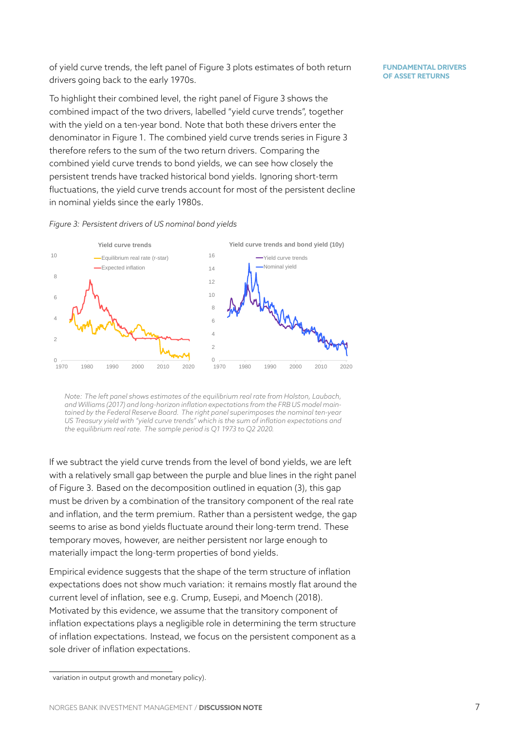of yield curve trends, the left panel of Figure 3 plots estimates of both return drivers going back to the early 1970s.

To highlight their combined level, the right panel of Figure 3 shows the combined impact of the two drivers, labelled "yield curve trends", together with the yield on a ten-year bond. Note that both these drivers enter the denominator in Figure 1. The combined yield curve trends series in Figure 3 therefore refers to the sum of the two return drivers. Comparing the combined yield curve trends to bond yields, we can see how closely the persistent trends have tracked historical bond yields. Ignoring short-term fluctuations, the yield curve trends account for most of the persistent decline in nominal yields since the early 1980s.

*Figure 3: Persistent drivers of US nominal bond yields*

*Note: The left panel shows estimates of the equilibrium real rate from Holston, Laubach, and Williams (2017) and long-horizon inflation expectations from the FRB US model maintained by the Federal Reserve Board. The right panel superimposes the nominal ten-year US Treasury yield with "yield curve trends" which is the sum of inflation expectations and the equilibrium real rate. The sample period is Q1 1973 to Q2 2020.*

If we subtract the yield curve trends from the level of bond yields, we are left with a relatively small gap between the purple and blue lines in the right panel of Figure 3. Based on the decomposition outlined in equation (3), this gap must be driven by a combination of the transitory component of the real rate and inflation, and the term premium. Rather than a persistent wedge, the gap seems to arise as bond yields fluctuate around their long-term trend. These temporary moves, however, are neither persistent nor large enough to materially impact the long-term properties of bond yields.

Empirical evidence suggests that the shape of the term structure of inflation expectations does not show much variation: it remains mostly flat around the current level of inflation, see e.g. Crump, Eusepi, and Moench (2018). Motivated by this evidence, we assume that the transitory component of inflation expectations plays a negligible role in determining the term structure of inflation expectations. Instead, we focus on the persistent component as a sole driver of inflation expectations.

variation in output growth and monetary policy).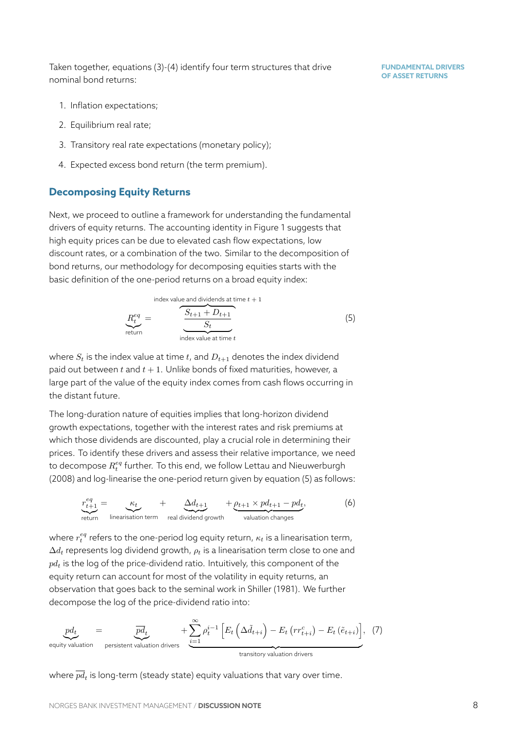Taken together, equations (3)-(4) identify four term structures that drive nominal bond returns:

1. Inflation expectations;
2. Equilibrium real rate;
3. Transitory real rate expectations (monetary policy);
4. Expected excess bond return (the term premium).

## Decomposing Equity Returns

Next, we proceed to outline a framework for understanding the fundamental drivers of equity returns. The accounting identity in Figure 1 suggests that high equity prices can be due to elevated cash flow expectations, low discount rates, or a combination of the two. Similar to the decomposition of bond returns, our methodology for decomposing equities starts with the basic definition of the one-period returns on a broad equity index:

$$\underbrace{R_t^{eq}}_{\text{return}} = \frac{\overbrace{S_{t+1} + D_{t+1}}^{\text{index value and dividends at time } t+1}}{\underbrace{S_t}_{\text{index value at time } t}} \tag{5}$$

where $S_t$ is the index value at time $t$, and $D_{t+1}$ denotes the index dividend paid out between $t$ and $t+1$. Unlike bonds of fixed maturities, however, a large part of the value of the equity index comes from cash flows occurring in the distant future.

The long-duration nature of equities implies that long-horizon dividend growth expectations, together with the interest rates and risk premiums at which those dividends are discounted, play a crucial role in determining their prices. To identify these drivers and assess their relative importance, we need to decompose $R_t^{eq}$ further. To this end, we follow Lettau and Nieuwerburgh (2008) and log-linearise the one-period return given by equation (5) as follows:

$$\underbrace{r_{t+1}^{eq}}_{\text{return}} = \underbrace{\kappa_t}_{\text{linearisation term}} + \underbrace{\Delta d_{t+1}}_{\text{real dividend growth}} + \underbrace{\rho_{t+1} \times pd_{t+1} - pd_t}_{\text{valuation changes}}, \tag{6}$$

where $r_t^{eq}$ refers to the one-period log equity return, $\kappa_t$ is a linearisation term, $\Delta d_t$ represents log dividend growth, $\rho_t$ is a linearisation term close to one and $pd_t$ is the log of the price-dividend ratio. Intuitively, this component of the equity return can account for most of the volatility in equity returns, an observation that goes back to the seminal work in Shiller (1981). We further decompose the log of the price-dividend ratio into:

$$\underbrace{pd_t}_{\text{equity valuation}} = \underbrace{\overline{pd}_t}_{\text{persistent valuation drivers}} + \underbrace{\sum_{i=1}^{\infty} \rho_t^{i-1} \left[ E_t\left(\Delta \tilde{d}_{t+i}\right) - E_t\left(rr_{t+i}^c\right) - E_t\left(\tilde{e}_{t+i}\right) \right]}_{\text{transitory valuation drivers}}, \tag{7}$$

where $\overline{pd}_t$ is long-term (steady state) equity valuations that vary over time.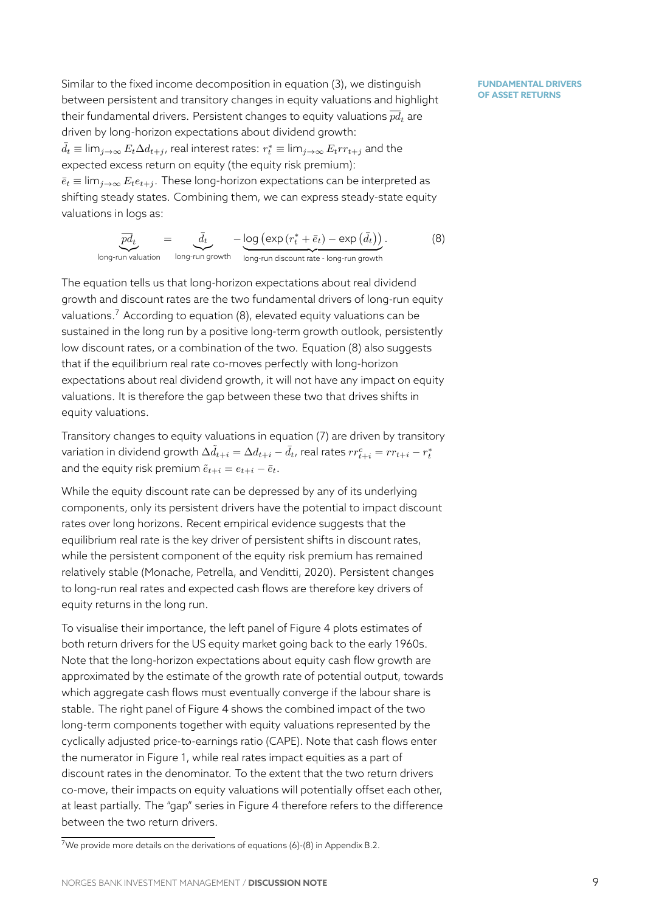Similar to the fixed income decomposition in equation (3), we distinguish between persistent and transitory changes in equity valuations and highlight their fundamental drivers. Persistent changes to equity valuations $\overline{pd}_t$ are driven by long-horizon expectations about dividend growth: $\bar{d}_t \equiv \lim_{j\to\infty} E_t \Delta d_{t+j}$, real interest rates: $r_t^* \equiv \lim_{j\to\infty} E_t rr_{t+j}$ and the expected excess return on equity (the equity risk premium): $\bar{e}_t \equiv \lim_{j\to\infty} E_t e_{t+j}$. These long-horizon expectations can be interpreted as shifting steady states. Combining them, we can express steady-state equity valuations in logs as:

$$\underbrace{\overline{pd}_t}_{\text{long-run valuation}} = \underbrace{\bar{d}_t}_{\text{long-run growth}} - \underbrace{\log\left(\exp\left(r_t^* + \bar{e}_t\right) - \exp\left(\bar{d}_t\right)\right)}_{\text{long-run discount rate - long-run growth}}. \tag{8}$$

The equation tells us that long-horizon expectations about real dividend growth and discount rates are the two fundamental drivers of long-run equity valuations.[7] According to equation (8), elevated equity valuations can be sustained in the long run by a positive long-term growth outlook, persistently low discount rates, or a combination of the two. Equation (8) also suggests that if the equilibrium real rate co-moves perfectly with long-horizon expectations about real dividend growth, it will not have any impact on equity valuations. It is therefore the gap between these two that drives shifts in equity valuations.

Transitory changes to equity valuations in equation (7) are driven by transitory variation in dividend growth $\Delta\tilde{d}_{t+i} = \Delta d_{t+i} - \bar{d}_t$, real rates $rr_{t+i}^c = rr_{t+i} - r_t^*$ and the equity risk premium $\tilde{e}_{t+i} = e_{t+i} - \bar{e}_t$.

While the equity discount rate can be depressed by any of its underlying components, only its persistent drivers have the potential to impact discount rates over long horizons. Recent empirical evidence suggests that the equilibrium real rate is the key driver of persistent shifts in discount rates, while the persistent component of the equity risk premium has remained relatively stable (Monache, Petrella, and Venditti, 2020). Persistent changes to long-run real rates and expected cash flows are therefore key drivers of equity returns in the long run.

To visualise their importance, the left panel of Figure 4 plots estimates of both return drivers for the US equity market going back to the early 1960s. Note that the long-horizon expectations about equity cash flow growth are approximated by the estimate of the growth rate of potential output, towards which aggregate cash flows must eventually converge if the labour share is stable. The right panel of Figure 4 shows the combined impact of the two long-term components together with equity valuations represented by the cyclically adjusted price-to-earnings ratio (CAPE). Note that cash flows enter the numerator in Figure 1, while real rates impact equities as a part of discount rates in the denominator. To the extent that the two return drivers co-move, their impacts on equity valuations will potentially offset each other, at least partially. The "gap" series in Figure 4 therefore refers to the difference between the two return drivers.

[7] We provide more details on the derivations of equations (6)-(8) in Appendix B.2.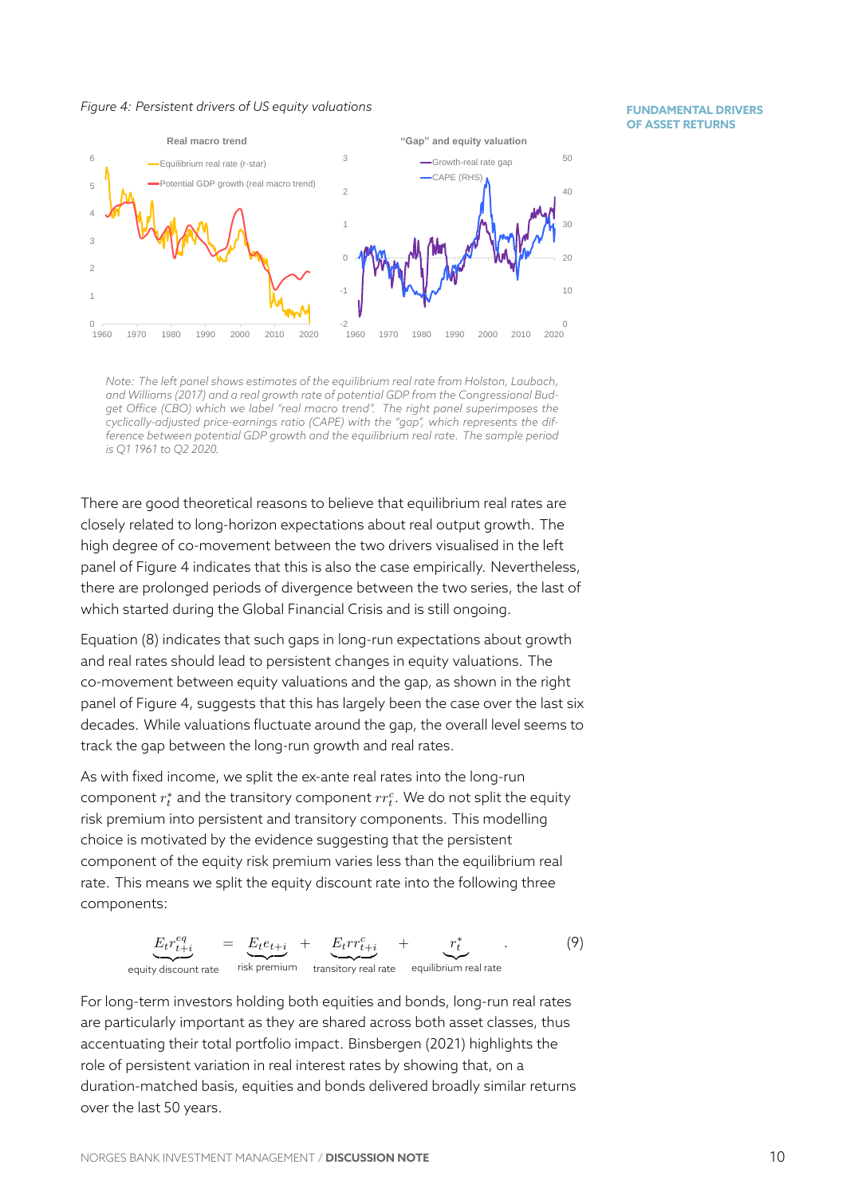*Figure 4: Persistent drivers of US equity valuations*

*Note: The left panel shows estimates of the equilibrium real rate from Holston, Laubach, and Williams (2017) and a real growth rate of potential GDP from the Congressional Budget Office (CBO) which we label "real macro trend". The right panel superimposes the cyclically-adjusted price-earnings ratio (CAPE) with the "gap", which represents the difference between potential GDP growth and the equilibrium real rate. The sample period is Q1 1961 to Q2 2020.*

There are good theoretical reasons to believe that equilibrium real rates are closely related to long-horizon expectations about real output growth. The high degree of co-movement between the two drivers visualised in the left panel of Figure 4 indicates that this is also the case empirically. Nevertheless, there are prolonged periods of divergence between the two series, the last of which started during the Global Financial Crisis and is still ongoing.

Equation (8) indicates that such gaps in long-run expectations about growth and real rates should lead to persistent changes in equity valuations. The co-movement between equity valuations and the gap, as shown in the right panel of Figure 4, suggests that this has largely been the case over the last six decades. While valuations fluctuate around the gap, the overall level seems to track the gap between the long-run growth and real rates.

As with fixed income, we split the ex-ante real rates into the long-run component $r_t^*$ and the transitory component $rr_t^c$. We do not split the equity risk premium into persistent and transitory components. This modelling choice is motivated by the evidence suggesting that the persistent component of the equity risk premium varies less than the equilibrium real rate. This means we split the equity discount rate into the following three components:

$$\underbrace{E_t r_{t+i}^{eq}}_{\text{equity discount rate}} = \underbrace{E_t e_{t+i}}_{\text{risk premium}} + \underbrace{E_t rr_{t+i}^c}_{\text{transitory real rate}} + \underbrace{r_t^*}_{\text{equilibrium real rate}} . \tag{9}$$

For long-term investors holding both equities and bonds, long-run real rates are particularly important as they are shared across both asset classes, thus accentuating their total portfolio impact. Binsbergen (2021) highlights the role of persistent variation in real interest rates by showing that, on a duration-matched basis, equities and bonds delivered broadly similar returns over the last 50 years.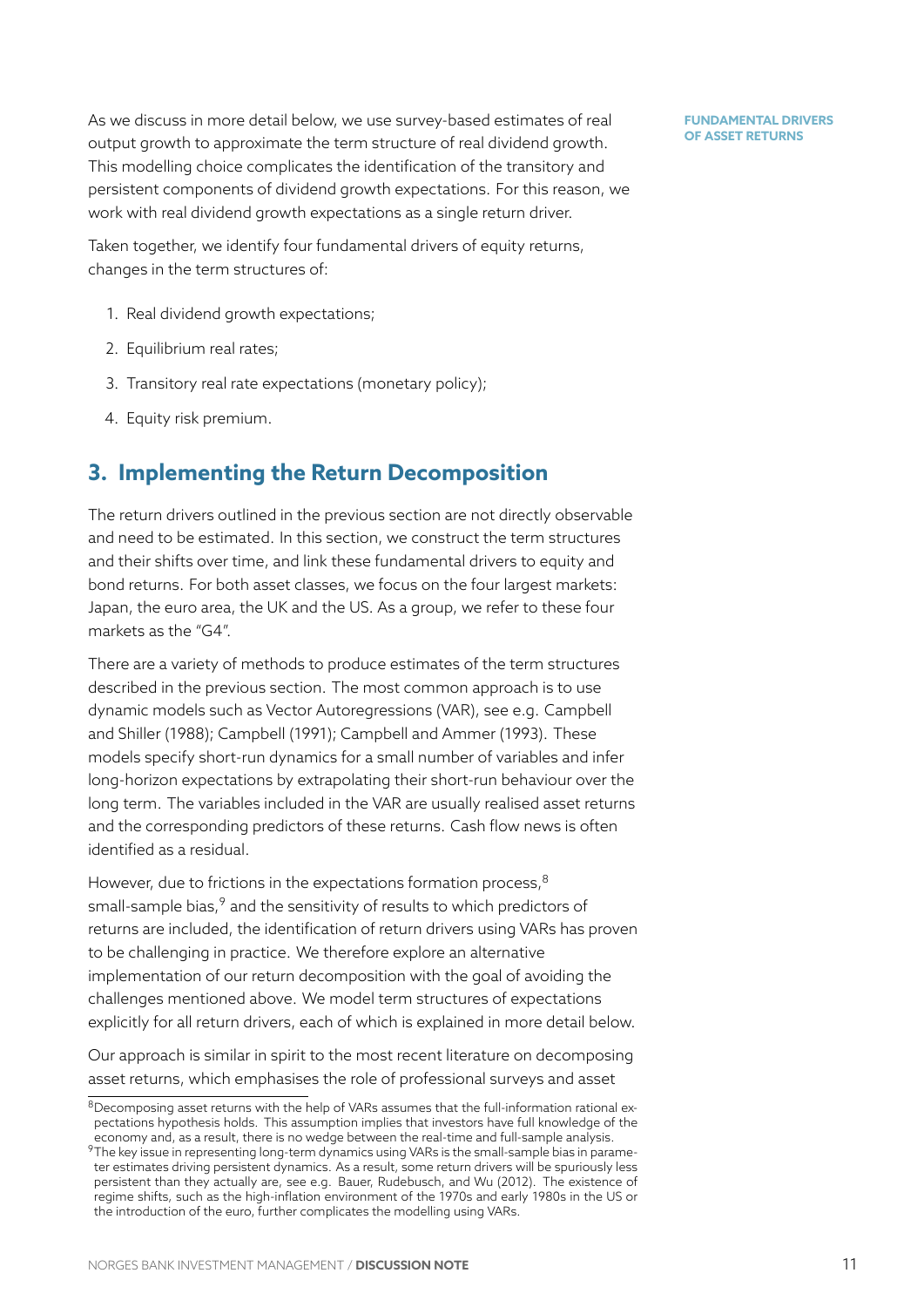As we discuss in more detail below, we use survey-based estimates of real output growth to approximate the term structure of real dividend growth. This modelling choice complicates the identification of the transitory and persistent components of dividend growth expectations. For this reason, we work with real dividend growth expectations as a single return driver.

Taken together, we identify four fundamental drivers of equity returns, changes in the term structures of:

1. Real dividend growth expectations;
2. Equilibrium real rates;
3. Transitory real rate expectations (monetary policy);
4. Equity risk premium.

## 3. Implementing the Return Decomposition

The return drivers outlined in the previous section are not directly observable and need to be estimated. In this section, we construct the term structures and their shifts over time, and link these fundamental drivers to equity and bond returns. For both asset classes, we focus on the four largest markets: Japan, the euro area, the UK and the US. As a group, we refer to these four markets as the "G4".

There are a variety of methods to produce estimates of the term structures described in the previous section. The most common approach is to use dynamic models such as Vector Autoregressions (VAR), see e.g. Campbell and Shiller (1988); Campbell (1991); Campbell and Ammer (1993). These models specify short-run dynamics for a small number of variables and infer long-horizon expectations by extrapolating their short-run behaviour over the long term. The variables included in the VAR are usually realised asset returns and the corresponding predictors of these returns. Cash flow news is often identified as a residual.

However, due to frictions in the expectations formation process,[8] small-sample bias,[9] and the sensitivity of results to which predictors of returns are included, the identification of return drivers using VARs has proven to be challenging in practice. We therefore explore an alternative implementation of our return decomposition with the goal of avoiding the challenges mentioned above. We model term structures of expectations explicitly for all return drivers, each of which is explained in more detail below.

Our approach is similar in spirit to the most recent literature on decomposing asset returns, which emphasises the role of professional surveys and asset

[8] Decomposing asset returns with the help of VARs assumes that the full-information rational expectations hypothesis holds. This assumption implies that investors have full knowledge of the economy and, as a result, there is no wedge between the real-time and full-sample analysis.

[9] The key issue in representing long-term dynamics using VARs is the small-sample bias in parameter estimates driving persistent dynamics. As a result, some return drivers will be spuriously less persistent than they actually are, see e.g. Bauer, Rudebusch, and Wu (2012). The existence of regime shifts, such as the high-inflation environment of the 1970s and early 1980s in the US or the introduction of the euro, further complicates the modelling using VARs.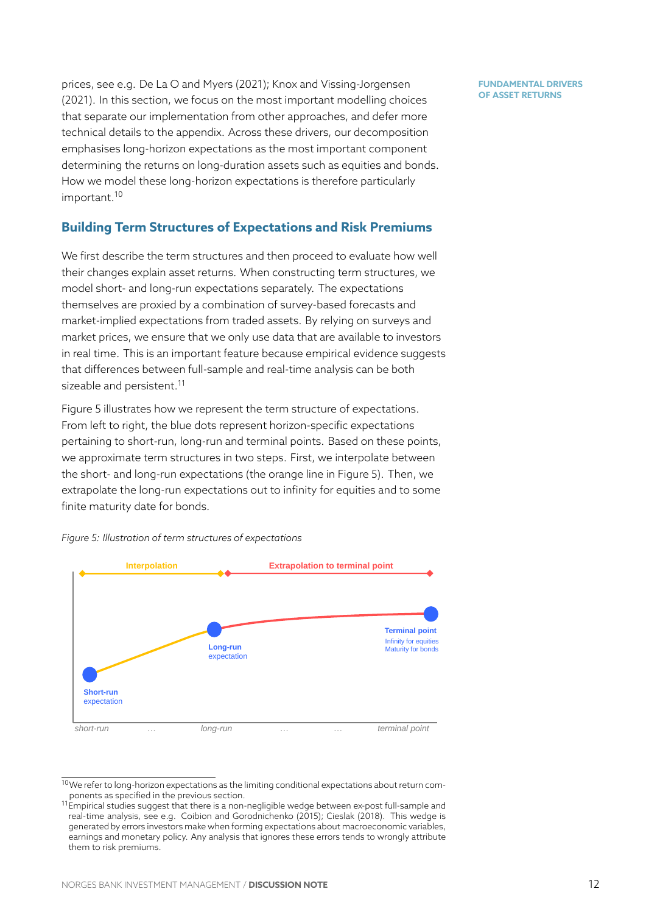prices, see e.g. De La O and Myers (2021); Knox and Vissing-Jorgensen (2021). In this section, we focus on the most important modelling choices that separate our implementation from other approaches, and defer more technical details to the appendix. Across these drivers, our decomposition emphasises long-horizon expectations as the most important component determining the returns on long-duration assets such as equities and bonds. How we model these long-horizon expectations is therefore particularly important.[10]

## Building Term Structures of Expectations and Risk Premiums

We first describe the term structures and then proceed to evaluate how well their changes explain asset returns. When constructing term structures, we model short- and long-run expectations separately. The expectations themselves are proxied by a combination of survey-based forecasts and market-implied expectations from traded assets. By relying on surveys and market prices, we ensure that we only use data that are available to investors in real time. This is an important feature because empirical evidence suggests that differences between full-sample and real-time analysis can be both sizeable and persistent.[11]

Figure 5 illustrates how we represent the term structure of expectations. From left to right, the blue dots represent horizon-specific expectations pertaining to short-run, long-run and terminal points. Based on these points, we approximate term structures in two steps. First, we interpolate between the short- and long-run expectations (the orange line in Figure 5). Then, we extrapolate the long-run expectations out to infinity for equities and to some finite maturity date for bonds.

*Figure 5: Illustration of term structures of expectations*

Interpolation | Extrapolation to terminal point

Short-run expectation | Long-run expectation | Terminal point: Infinity for equities, Maturity for bonds

short-run … long-run … … terminal point

---

[10] We refer to long-horizon expectations as the limiting conditional expectations about return components as specified in the previous section.

[11] Empirical studies suggest that there is a non-negligible wedge between ex-post full-sample and real-time analysis, see e.g. Coibion and Gorodnichenko (2015); Cieslak (2018). This wedge is generated by errors investors make when forming expectations about macroeconomic variables, earnings and monetary policy. Any analysis that ignores these errors tends to wrongly attribute them to risk premiums.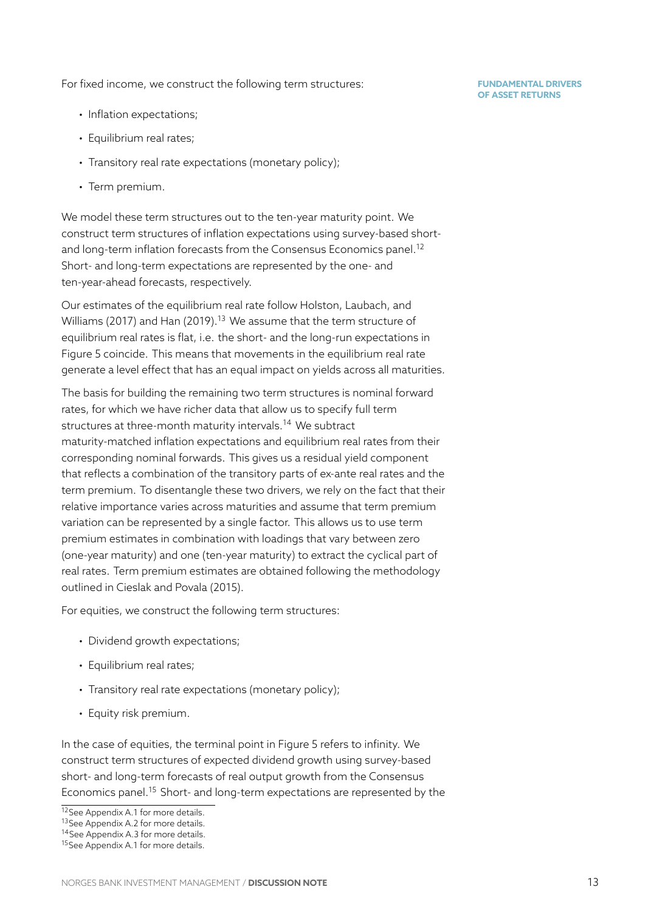For fixed income, we construct the following term structures:

- Inflation expectations;
- Equilibrium real rates;
- Transitory real rate expectations (monetary policy);
- Term premium.

We model these term structures out to the ten-year maturity point. We construct term structures of inflation expectations using survey-based short- and long-term inflation forecasts from the Consensus Economics panel.[12] Short- and long-term expectations are represented by the one- and ten-year-ahead forecasts, respectively.

Our estimates of the equilibrium real rate follow Holston, Laubach, and Williams (2017) and Han (2019).[13] We assume that the term structure of equilibrium real rates is flat, i.e. the short- and the long-run expectations in Figure 5 coincide. This means that movements in the equilibrium real rate generate a level effect that has an equal impact on yields across all maturities.

The basis for building the remaining two term structures is nominal forward rates, for which we have richer data that allow us to specify full term structures at three-month maturity intervals.[14] We subtract maturity-matched inflation expectations and equilibrium real rates from their corresponding nominal forwards. This gives us a residual yield component that reflects a combination of the transitory parts of ex-ante real rates and the term premium. To disentangle these two drivers, we rely on the fact that their relative importance varies across maturities and assume that term premium variation can be represented by a single factor. This allows us to use term premium estimates in combination with loadings that vary between zero (one-year maturity) and one (ten-year maturity) to extract the cyclical part of real rates. Term premium estimates are obtained following the methodology outlined in Cieslak and Povala (2015).

For equities, we construct the following term structures:

- Dividend growth expectations;
- Equilibrium real rates;
- Transitory real rate expectations (monetary policy);
- Equity risk premium.

In the case of equities, the terminal point in Figure 5 refers to infinity. We construct term structures of expected dividend growth using survey-based short- and long-term forecasts of real output growth from the Consensus Economics panel.[15] Short- and long-term expectations are represented by the

[12] See Appendix A.1 for more details.
[13] See Appendix A.2 for more details.
[14] See Appendix A.3 for more details.
[15] See Appendix A.1 for more details.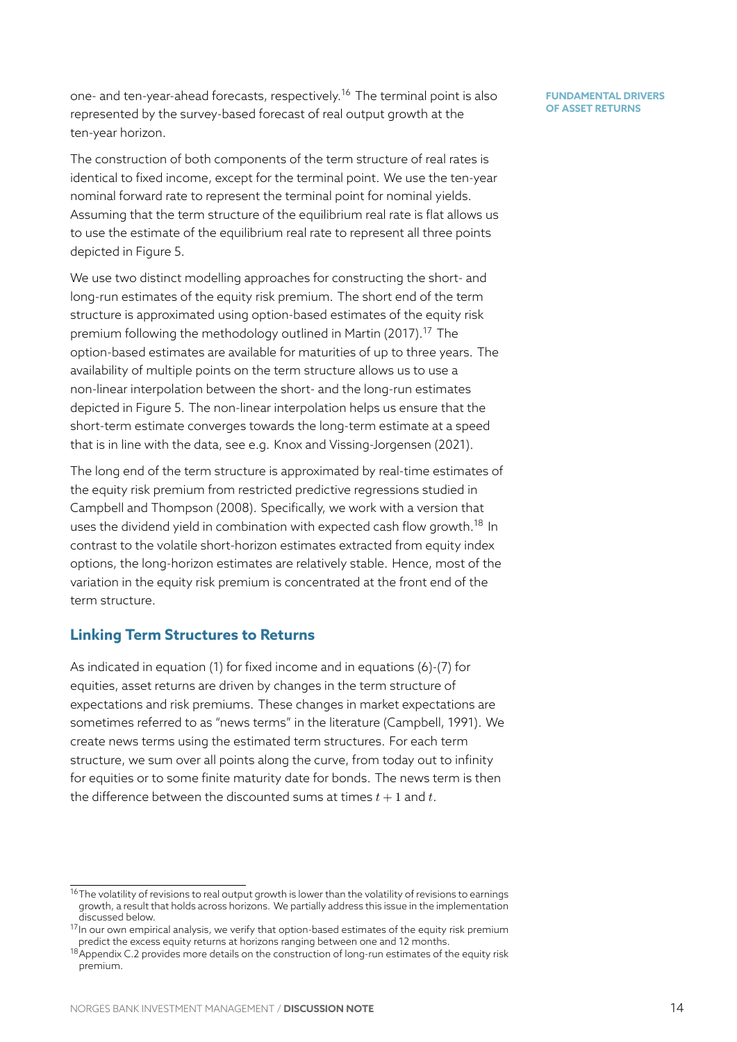one- and ten-year-ahead forecasts, respectively.[16] The terminal point is also represented by the survey-based forecast of real output growth at the ten-year horizon.

The construction of both components of the term structure of real rates is identical to fixed income, except for the terminal point. We use the ten-year nominal forward rate to represent the terminal point for nominal yields. Assuming that the term structure of the equilibrium real rate is flat allows us to use the estimate of the equilibrium real rate to represent all three points depicted in Figure 5.

We use two distinct modelling approaches for constructing the short- and long-run estimates of the equity risk premium. The short end of the term structure is approximated using option-based estimates of the equity risk premium following the methodology outlined in Martin (2017).[17] The option-based estimates are available for maturities of up to three years. The availability of multiple points on the term structure allows us to use a non-linear interpolation between the short- and the long-run estimates depicted in Figure 5. The non-linear interpolation helps us ensure that the short-term estimate converges towards the long-term estimate at a speed that is in line with the data, see e.g. Knox and Vissing-Jorgensen (2021).

The long end of the term structure is approximated by real-time estimates of the equity risk premium from restricted predictive regressions studied in Campbell and Thompson (2008). Specifically, we work with a version that uses the dividend yield in combination with expected cash flow growth.[18] In contrast to the volatile short-horizon estimates extracted from equity index options, the long-horizon estimates are relatively stable. Hence, most of the variation in the equity risk premium is concentrated at the front end of the term structure.

## Linking Term Structures to Returns

As indicated in equation (1) for fixed income and in equations (6)-(7) for equities, asset returns are driven by changes in the term structure of expectations and risk premiums. These changes in market expectations are sometimes referred to as "news terms" in the literature (Campbell, 1991). We create news terms using the estimated term structures. For each term structure, we sum over all points along the curve, from today out to infinity for equities or to some finite maturity date for bonds. The news term is then the difference between the discounted sums at times $t+1$ and $t$.

---

[16] The volatility of revisions to real output growth is lower than the volatility of revisions to earnings growth, a result that holds across horizons. We partially address this issue in the implementation discussed below.

[17] In our own empirical analysis, we verify that option-based estimates of the equity risk premium predict the excess equity returns at horizons ranging between one and 12 months.

[18] Appendix C.2 provides more details on the construction of long-run estimates of the equity risk premium.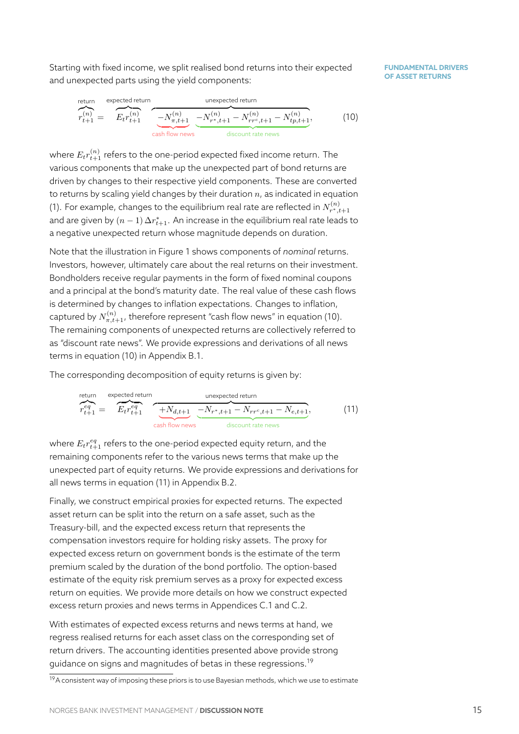Starting with fixed income, we split realised bond returns into their expected and unexpected parts using the yield components:

$$\overbrace{r_{t+1}^{(n)}}^{\text{return}} = \overbrace{E_t r_{t+1}^{(n)}}^{\text{expected return}} \overbrace{\underbrace{-N_{\pi,t+1}^{(n)}}_{\text{cash flow news}} \underbrace{-N_{r^*,t+1}^{(n)} - N_{rr^c,t+1}^{(n)} - N_{tp,t+1}^{(n)}}_{\text{discount rate news}}}^{\text{unexpected return}}, \tag{10}$$

where $E_t r_{t+1}^{(n)}$ refers to the one-period expected fixed income return. The various components that make up the unexpected part of bond returns are driven by changes to their respective yield components. These are converted to returns by scaling yield changes by their duration $n$, as indicated in equation (1). For example, changes to the equilibrium real rate are reflected in $N_{r^*,t+1}^{(n)}$ and are given by $(n-1)\,\Delta r_{t+1}^*$. An increase in the equilibrium real rate leads to a negative unexpected return whose magnitude depends on duration.

Note that the illustration in Figure 1 shows components of *nominal* returns. Investors, however, ultimately care about the real returns on their investment. Bondholders receive regular payments in the form of fixed nominal coupons and a principal at the bond's maturity date. The real value of these cash flows is determined by changes to inflation expectations. Changes to inflation, captured by $N_{\pi,t+1}^{(n)}$, therefore represent "cash flow news" in equation (10). The remaining components of unexpected returns are collectively referred to as "discount rate news". We provide expressions and derivations of all news terms in equation (10) in Appendix B.1.

The corresponding decomposition of equity returns is given by:

$$\overbrace{r_{t+1}^{eq}}^{\text{return}} = \overbrace{E_t r_{t+1}^{eq}}^{\text{expected return}} \overbrace{\underbrace{+N_{d,t+1}}_{\text{cash flow news}} \underbrace{-N_{r^*,t+1} - N_{rr^c,t+1} - N_{e,t+1}}_{\text{discount rate news}}}^{\text{unexpected return}}, \tag{11}$$

where $E_t r_{t+1}^{eq}$ refers to the one-period expected equity return, and the remaining components refer to the various news terms that make up the unexpected part of equity returns. We provide expressions and derivations for all news terms in equation (11) in Appendix B.2.

Finally, we construct empirical proxies for expected returns. The expected asset return can be split into the return on a safe asset, such as the Treasury-bill, and the expected excess return that represents the compensation investors require for holding risky assets. The proxy for expected excess return on government bonds is the estimate of the term premium scaled by the duration of the bond portfolio. The option-based estimate of the equity risk premium serves as a proxy for expected excess return on equities. We provide more details on how we construct expected excess return proxies and news terms in Appendices C.1 and C.2.

With estimates of expected excess returns and news terms at hand, we regress realised returns for each asset class on the corresponding set of return drivers. The accounting identities presented above provide strong guidance on signs and magnitudes of betas in these regressions.[19]

[19] A consistent way of imposing these priors is to use Bayesian methods, which we use to estimate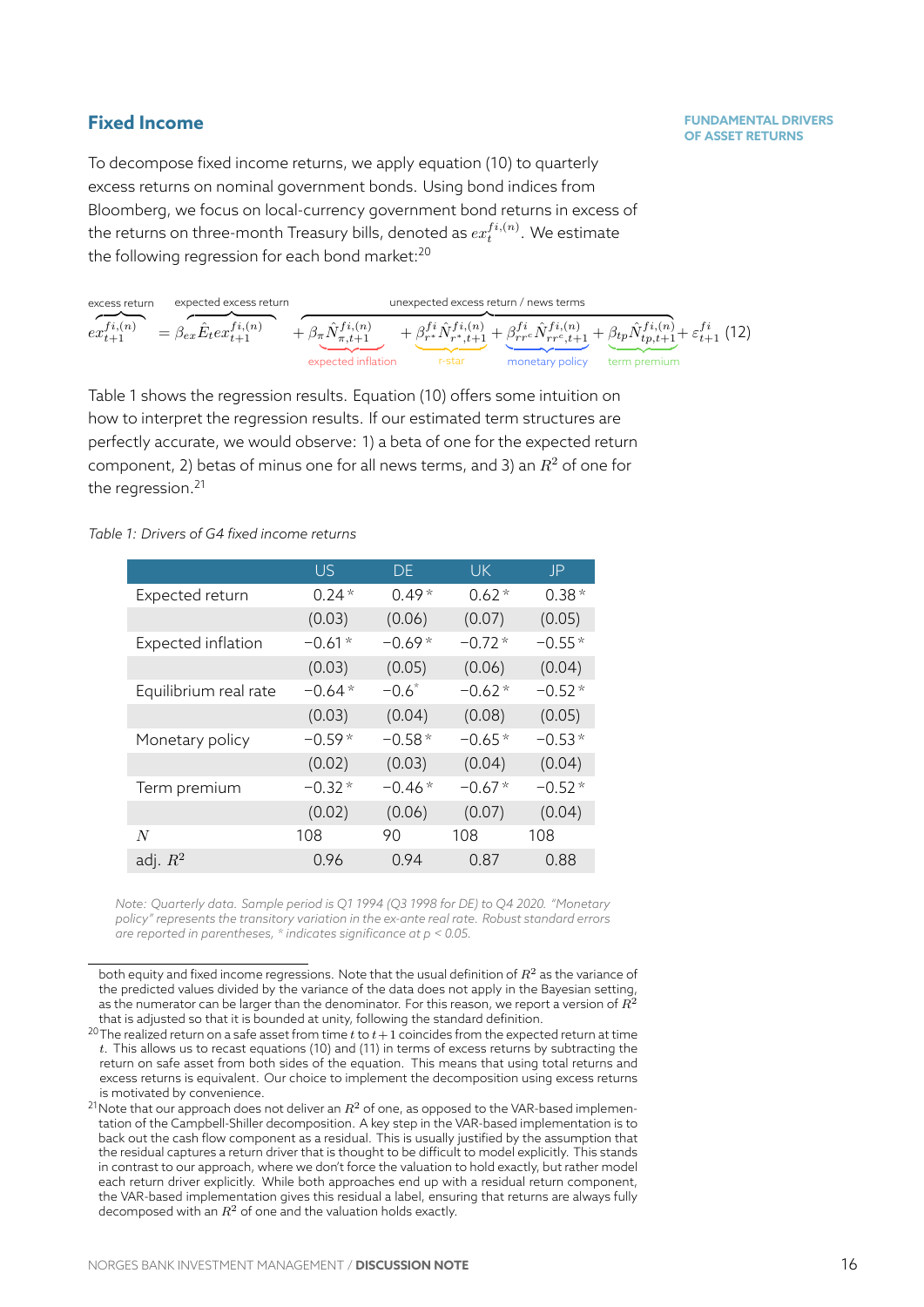## Fixed Income

To decompose fixed income returns, we apply equation (10) to quarterly excess returns on nominal government bonds. Using bond indices from Bloomberg, we focus on local-currency government bond returns in excess of the returns on three-month Treasury bills, denoted as $ex_t^{fi,(n)}$. We estimate the following regression for each bond market:[20]

$$\underbrace{ex_{t+1}^{fi,(n)}}_{\text{excess return}} = \underbrace{\beta_{ex}\hat{E}_t ex_{t+1}^{fi,(n)}}_{\text{expected excess return}} \overbrace{+ \underbrace{\beta_{\pi}\hat{N}_{\pi,t+1}^{fi,(n)}}_{\text{expected inflation}} + \underbrace{\beta_{r^*}^{fi}\hat{N}_{r^*,t+1}^{fi,(n)}}_{\text{r-star}} + \underbrace{\beta_{rr^c}^{fi}\hat{N}_{rr^c,t+1}^{fi,(n)}}_{\text{monetary policy}} + \underbrace{\beta_{tp}\hat{N}_{tp,t+1}^{fi,(n)}}_{\text{term premium}}}^{\text{unexpected excess return / news terms}} + \varepsilon_{t+1}^{fi} \quad (12)$$

Table 1 shows the regression results. Equation (10) offers some intuition on how to interpret the regression results. If our estimated term structures are perfectly accurate, we would observe: 1) a beta of one for the expected return component, 2) betas of minus one for all news terms, and 3) an $R^2$ of one for the regression.[21]

*Table 1: Drivers of G4 fixed income returns*

| | US | DE | UK | JP |
|---|---|---|---|---|
| Expected return | 0.24* | 0.49* | 0.62* | 0.38* |
| | (0.03) | (0.06) | (0.07) | (0.05) |
| Expected inflation | −0.61* | −0.69* | −0.72* | −0.55* |
| | (0.03) | (0.05) | (0.06) | (0.04) |
| Equilibrium real rate | −0.64* | −0.6* | −0.62* | −0.52* |
| | (0.03) | (0.04) | (0.08) | (0.05) |
| Monetary policy | −0.59* | −0.58* | −0.65* | −0.53* |
| | (0.02) | (0.03) | (0.04) | (0.04) |
| Term premium | −0.32* | −0.46* | −0.67* | −0.52* |
| | (0.02) | (0.06) | (0.07) | (0.04) |
| $N$ | 108 | 90 | 108 | 108 |
| adj. $R^2$ | 0.96 | 0.94 | 0.87 | 0.88 |

*Note: Quarterly data. Sample period is Q1 1994 (Q3 1998 for DE) to Q4 2020. "Monetary policy" represents the transitory variation in the ex-ante real rate. Robust standard errors are reported in parentheses, * indicates significance at p < 0.05.*

---

both equity and fixed income regressions. Note that the usual definition of $R^2$ as the variance of the predicted values divided by the variance of the data does not apply in the Bayesian setting, as the numerator can be larger than the denominator. For this reason, we report a version of $R^2$ that is adjusted so that it is bounded at unity, following the standard definition.

[20] The realized return on a safe asset from time $t$ to $t+1$ coincides from the expected return at time $t$. This allows us to recast equations (10) and (11) in terms of excess returns by subtracting the return on safe asset from both sides of the equation. This means that using total returns and excess returns is equivalent. Our choice to implement the decomposition using excess returns is motivated by convenience.

[21] Note that our approach does not deliver an $R^2$ of one, as opposed to the VAR-based implementation of the Campbell-Shiller decomposition. A key step in the VAR-based implementation is to back out the cash flow component as a residual. This is usually justified by the assumption that the residual captures a return driver that is thought to be difficult to model explicitly. This stands in contrast to our approach, where we don't force the valuation to hold exactly, but rather model each return driver explicitly. While both approaches end up with a residual return component, the VAR-based implementation gives this residual a label, ensuring that returns are always fully decomposed with an $R^2$ of one and the valuation holds exactly.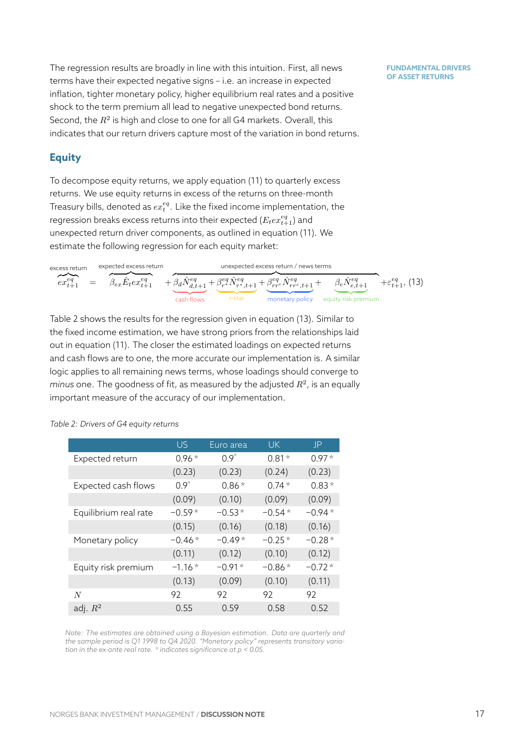The regression results are broadly in line with this intuition. First, all news terms have their expected negative signs – i.e. an increase in expected inflation, tighter monetary policy, higher equilibrium real rates and a positive shock to the term premium all lead to negative unexpected bond returns. Second, the $R^2$ is high and close to one for all G4 markets. Overall, this indicates that our return drivers capture most of the variation in bond returns.

FUNDAMENTAL DRIVERS OF ASSET RETURNS

## Equity

To decompose equity returns, we apply equation (11) to quarterly excess returns. We use equity returns in excess of the returns on three-month Treasury bills, denoted as $ex_t^{eq}$. Like the fixed income implementation, the regression breaks excess returns into their expected ($E_t ex_{t+1}^{eq}$) and unexpected return driver components, as outlined in equation (11). We estimate the following regression for each equity market:

$$\underbrace{ex_{t+1}^{eq}}_{\text{excess return}} = \underbrace{\beta_{ex}\hat{E}_t ex_{t+1}^{eq}}_{\text{expected excess return}} \overbrace{+ \underbrace{\beta_d \hat{N}_{d,t+1}^{eq}}_{\text{cash flows}} + \underbrace{\beta_{r^*}^{eq}\hat{N}_{r^*,t+1}^{eq}}_{\text{r-star}} + \underbrace{\beta_{rr^c}^{eq}\hat{N}_{rr^c,t+1}^{eq}}_{\text{monetary policy}} + \underbrace{\beta_e \hat{N}_{e,t+1}^{eq}}_{\text{equity risk premium}}}^{\text{unexpected excess return / news terms}} + \varepsilon_{t+1}^{eq}, \quad (13)$$

Table 2 shows the results for the regression given in equation (13). Similar to the fixed income estimation, we have strong priors from the relationships laid out in equation (11). The closer the estimated loadings on expected returns and cash flows are to one, the more accurate our implementation is. A similar logic applies to all remaining news terms, whose loadings should converge to *minus* one. The goodness of fit, as measured by the adjusted $R^2$, is an equally important measure of the accuracy of our implementation.

*Table 2: Drivers of G4 equity returns*

| | US | Euro area | UK | JP |
|---|---|---|---|---|
| Expected return | 0.96 * | 0.9* | 0.81 * | 0.97 * |
| | (0.23) | (0.23) | (0.24) | (0.23) |
| Expected cash flows | 0.9* | 0.86 * | 0.74 * | 0.83 * |
| | (0.09) | (0.10) | (0.09) | (0.09) |
| Equilibrium real rate | −0.59 * | −0.53 * | −0.54 * | −0.94 * |
| | (0.15) | (0.16) | (0.18) | (0.16) |
| Monetary policy | −0.46 * | −0.49 * | −0.25 * | −0.28 * |
| | (0.11) | (0.12) | (0.10) | (0.12) |
| Equity risk premium | −1.16 * | −0.91 * | −0.86 * | −0.72 * |
| | (0.13) | (0.09) | (0.10) | (0.11) |
| $N$ | 92 | 92 | 92 | 92 |
| adj. $R^2$ | 0.55 | 0.59 | 0.58 | 0.52 |

*Note: The estimates are obtained using a Bayesian estimation. Data are quarterly and the sample period is Q1 1998 to Q4 2020. "Monetary policy" represents transitory variation in the ex-ante real rate. * indicates significance at p < 0.05.*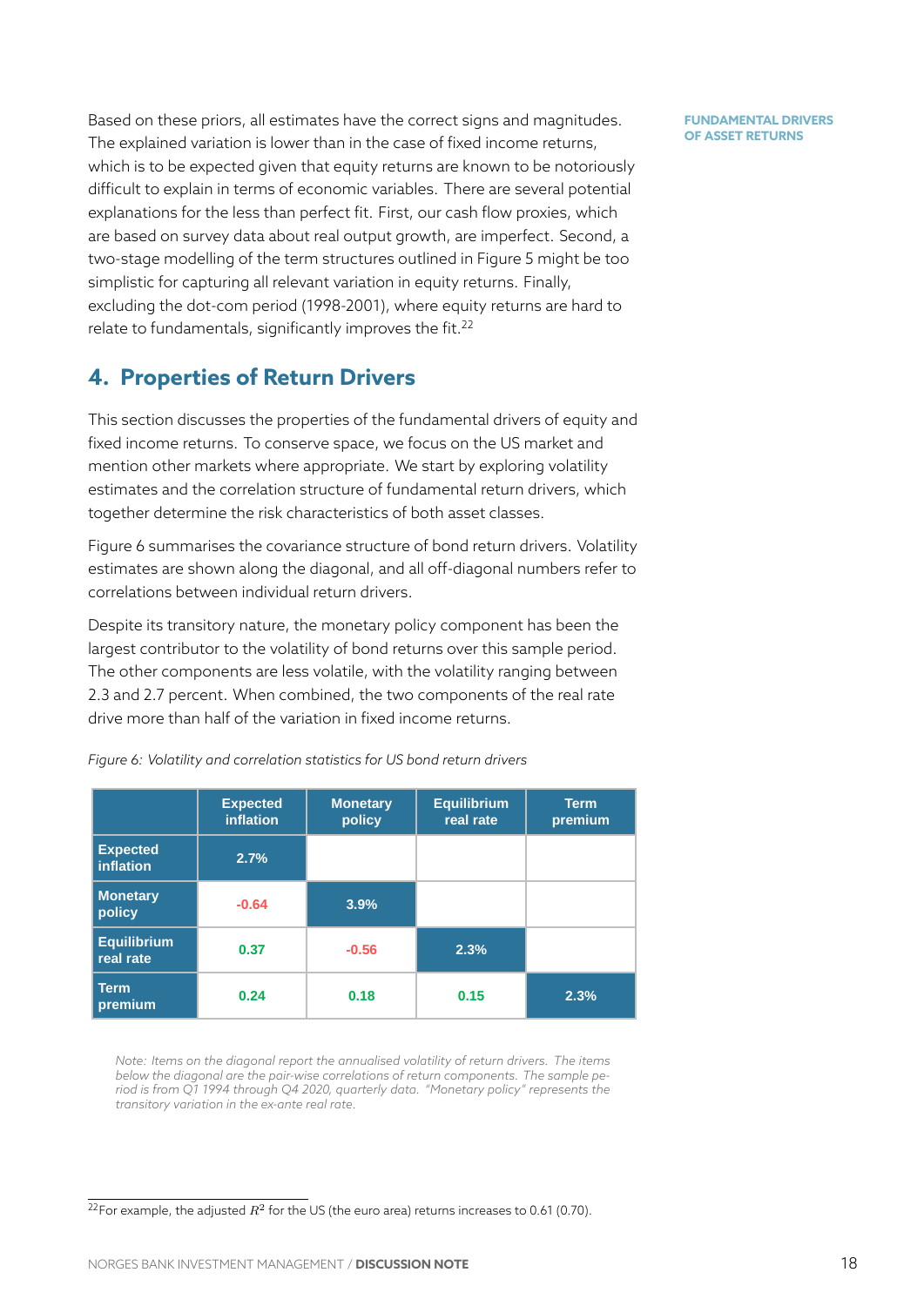Based on these priors, all estimates have the correct signs and magnitudes. The explained variation is lower than in the case of fixed income returns, which is to be expected given that equity returns are known to be notoriously difficult to explain in terms of economic variables. There are several potential explanations for the less than perfect fit. First, our cash flow proxies, which are based on survey data about real output growth, are imperfect. Second, a two-stage modelling of the term structures outlined in Figure 5 might be too simplistic for capturing all relevant variation in equity returns. Finally, excluding the dot-com period (1998-2001), where equity returns are hard to relate to fundamentals, significantly improves the fit.[22]

## 4. Properties of Return Drivers

This section discusses the properties of the fundamental drivers of equity and fixed income returns. To conserve space, we focus on the US market and mention other markets where appropriate. We start by exploring volatility estimates and the correlation structure of fundamental return drivers, which together determine the risk characteristics of both asset classes.

Figure 6 summarises the covariance structure of bond return drivers. Volatility estimates are shown along the diagonal, and all off-diagonal numbers refer to correlations between individual return drivers.

Despite its transitory nature, the monetary policy component has been the largest contributor to the volatility of bond returns over this sample period. The other components are less volatile, with the volatility ranging between 2.3 and 2.7 percent. When combined, the two components of the real rate drive more than half of the variation in fixed income returns.

*Figure 6: Volatility and correlation statistics for US bond return drivers*

| | Expected inflation | Monetary policy | Equilibrium real rate | Term premium |
|---|---|---|---|---|
| Expected inflation | 2.7% | | | |
| Monetary policy | -0.64 | 3.9% | | |
| Equilibrium real rate | 0.37 | -0.56 | 2.3% | |
| Term premium | 0.24 | 0.18 | 0.15 | 2.3% |

*Note: Items on the diagonal report the annualised volatility of return drivers. The items below the diagonal are the pair-wise correlations of return components. The sample period is from Q1 1994 through Q4 2020, quarterly data. "Monetary policy" represents the transitory variation in the ex-ante real rate.*

[22] For example, the adjusted $R^2$ for the US (the euro area) returns increases to 0.61 (0.70).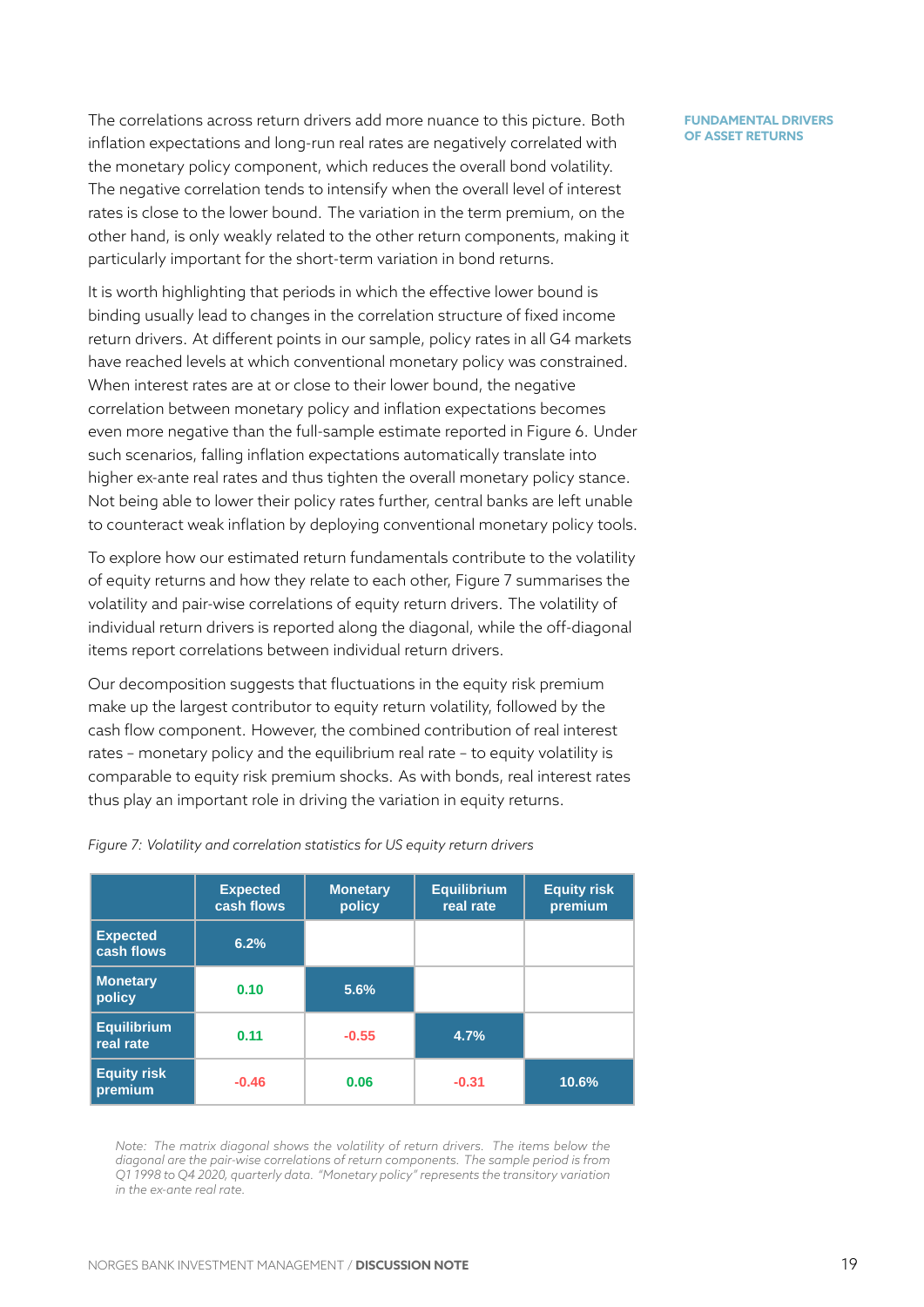The correlations across return drivers add more nuance to this picture. Both inflation expectations and long-run real rates are negatively correlated with the monetary policy component, which reduces the overall bond volatility. The negative correlation tends to intensify when the overall level of interest rates is close to the lower bound. The variation in the term premium, on the other hand, is only weakly related to the other return components, making it particularly important for the short-term variation in bond returns.

It is worth highlighting that periods in which the effective lower bound is binding usually lead to changes in the correlation structure of fixed income return drivers. At different points in our sample, policy rates in all G4 markets have reached levels at which conventional monetary policy was constrained. When interest rates are at or close to their lower bound, the negative correlation between monetary policy and inflation expectations becomes even more negative than the full-sample estimate reported in Figure 6. Under such scenarios, falling inflation expectations automatically translate into higher ex-ante real rates and thus tighten the overall monetary policy stance. Not being able to lower their policy rates further, central banks are left unable to counteract weak inflation by deploying conventional monetary policy tools.

To explore how our estimated return fundamentals contribute to the volatility of equity returns and how they relate to each other, Figure 7 summarises the volatility and pair-wise correlations of equity return drivers. The volatility of individual return drivers is reported along the diagonal, while the off-diagonal items report correlations between individual return drivers.

Our decomposition suggests that fluctuations in the equity risk premium make up the largest contributor to equity return volatility, followed by the cash flow component. However, the combined contribution of real interest rates – monetary policy and the equilibrium real rate – to equity volatility is comparable to equity risk premium shocks. As with bonds, real interest rates thus play an important role in driving the variation in equity returns.

*Figure 7: Volatility and correlation statistics for US equity return drivers*

| | Expected cash flows | Monetary policy | Equilibrium real rate | Equity risk premium |
|---|---|---|---|---|
| **Expected cash flows** | 6.2% | | | |
| **Monetary policy** | 0.10 | 5.6% | | |
| **Equilibrium real rate** | 0.11 | -0.55 | 4.7% | |
| **Equity risk premium** | -0.46 | 0.06 | -0.31 | 10.6% |

*Note: The matrix diagonal shows the volatility of return drivers. The items below the diagonal are the pair-wise correlations of return components. The sample period is from Q1 1998 to Q4 2020, quarterly data. "Monetary policy" represents the transitory variation in the ex-ante real rate.*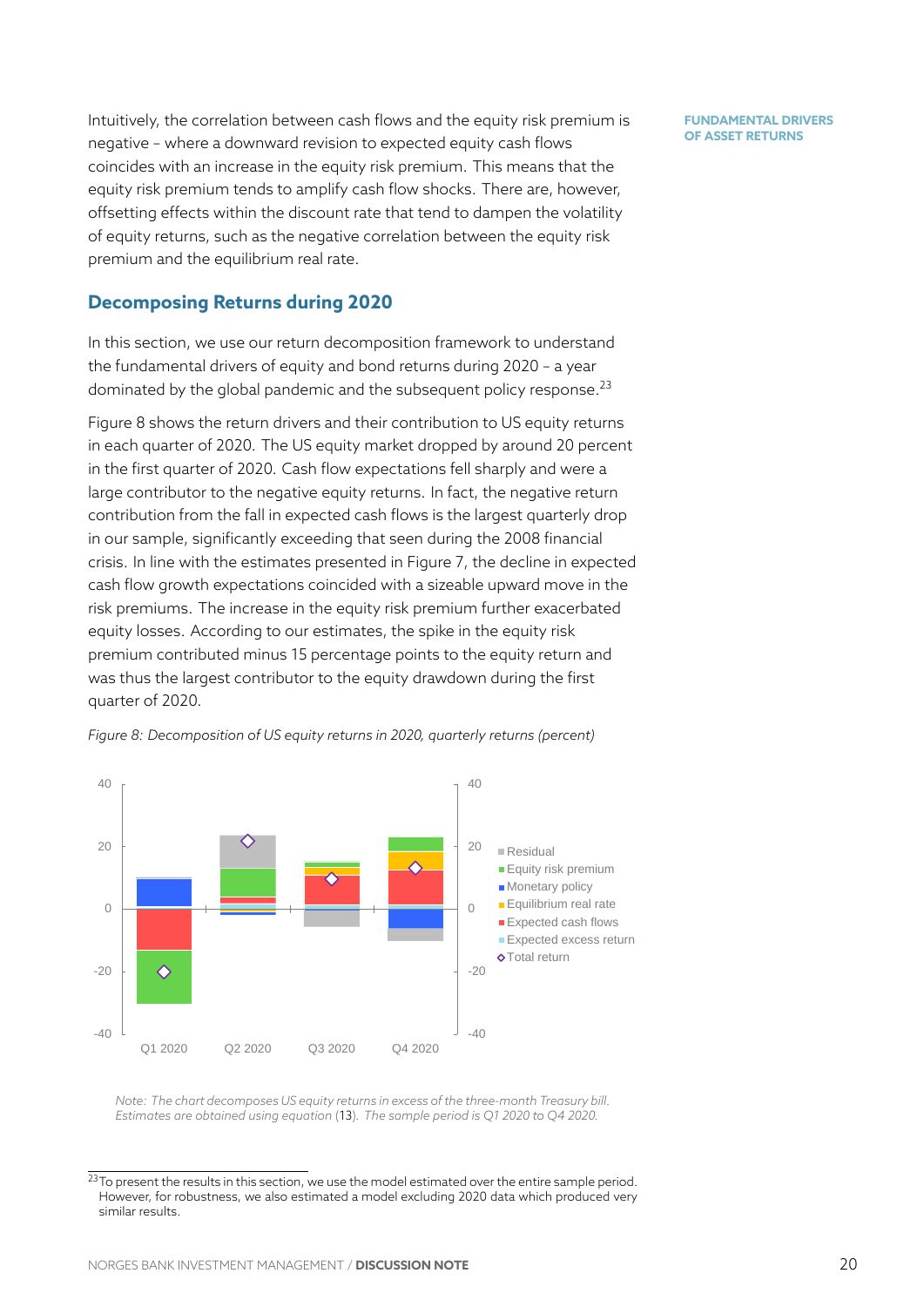Intuitively, the correlation between cash flows and the equity risk premium is negative – where a downward revision to expected equity cash flows coincides with an increase in the equity risk premium. This means that the equity risk premium tends to amplify cash flow shocks. There are, however, offsetting effects within the discount rate that tend to dampen the volatility of equity returns, such as the negative correlation between the equity risk premium and the equilibrium real rate.

## Decomposing Returns during 2020

In this section, we use our return decomposition framework to understand the fundamental drivers of equity and bond returns during 2020 – a year dominated by the global pandemic and the subsequent policy response.[23]

Figure 8 shows the return drivers and their contribution to US equity returns in each quarter of 2020. The US equity market dropped by around 20 percent in the first quarter of 2020. Cash flow expectations fell sharply and were a large contributor to the negative equity returns. In fact, the negative return contribution from the fall in expected cash flows is the largest quarterly drop in our sample, significantly exceeding that seen during the 2008 financial crisis. In line with the estimates presented in Figure 7, the decline in expected cash flow growth expectations coincided with a sizeable upward move in the risk premiums. The increase in the equity risk premium further exacerbated equity losses. According to our estimates, the spike in the equity risk premium contributed minus 15 percentage points to the equity return and was thus the largest contributor to the equity drawdown during the first quarter of 2020.

*Figure 8: Decomposition of US equity returns in 2020, quarterly returns (percent)*

*Note: The chart decomposes US equity returns in excess of the three-month Treasury bill. Estimates are obtained using equation (13). The sample period is Q1 2020 to Q4 2020.*

[23] To present the results in this section, we use the model estimated over the entire sample period. However, for robustness, we also estimated a model excluding 2020 data which produced very similar results.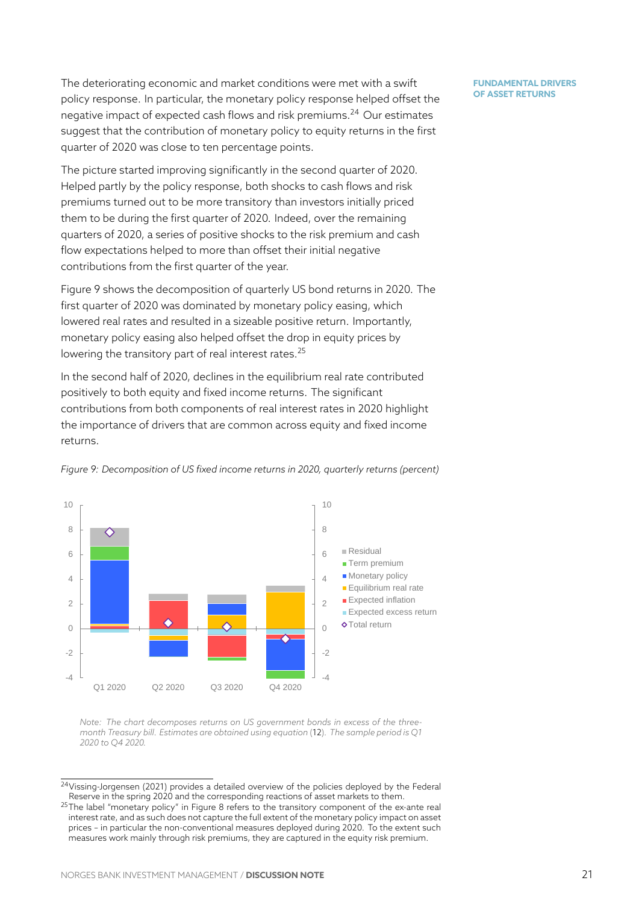The deteriorating economic and market conditions were met with a swift policy response. In particular, the monetary policy response helped offset the negative impact of expected cash flows and risk premiums.[24] Our estimates suggest that the contribution of monetary policy to equity returns in the first quarter of 2020 was close to ten percentage points.

The picture started improving significantly in the second quarter of 2020. Helped partly by the policy response, both shocks to cash flows and risk premiums turned out to be more transitory than investors initially priced them to be during the first quarter of 2020. Indeed, over the remaining quarters of 2020, a series of positive shocks to the risk premium and cash flow expectations helped to more than offset their initial negative contributions from the first quarter of the year.

Figure 9 shows the decomposition of quarterly US bond returns in 2020. The first quarter of 2020 was dominated by monetary policy easing, which lowered real rates and resulted in a sizeable positive return. Importantly, monetary policy easing also helped offset the drop in equity prices by lowering the transitory part of real interest rates.[25]

In the second half of 2020, declines in the equilibrium real rate contributed positively to both equity and fixed income returns. The significant contributions from both components of real interest rates in 2020 highlight the importance of drivers that are common across equity and fixed income returns.

*Figure 9: Decomposition of US fixed income returns in 2020, quarterly returns (percent)*

*Note: The chart decomposes returns on US government bonds in excess of the three-month Treasury bill. Estimates are obtained using equation (12). The sample period is Q1 2020 to Q4 2020.*

[24] Vissing-Jorgensen (2021) provides a detailed overview of the policies deployed by the Federal Reserve in the spring 2020 and the corresponding reactions of asset markets to them.

[25] The label "monetary policy" in Figure 8 refers to the transitory component of the ex-ante real interest rate, and as such does not capture the full extent of the monetary policy impact on asset prices – in particular the non-conventional measures deployed during 2020. To the extent such measures work mainly through risk premiums, they are captured in the equity risk premium.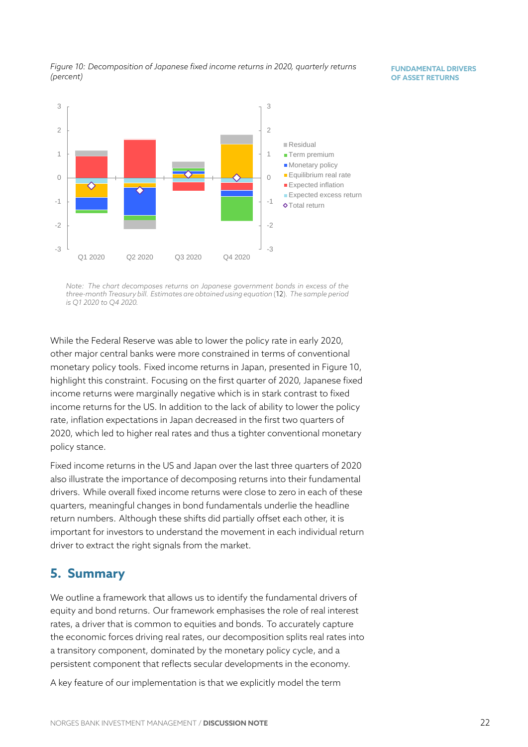*Figure 10: Decomposition of Japanese fixed income returns in 2020, quarterly returns (percent)*

*Note: The chart decomposes returns on Japanese government bonds in excess of the three-month Treasury bill. Estimates are obtained using equation (12). The sample period is Q1 2020 to Q4 2020.*

While the Federal Reserve was able to lower the policy rate in early 2020, other major central banks were more constrained in terms of conventional monetary policy tools. Fixed income returns in Japan, presented in Figure 10, highlight this constraint. Focusing on the first quarter of 2020, Japanese fixed income returns were marginally negative which is in stark contrast to fixed income returns for the US. In addition to the lack of ability to lower the policy rate, inflation expectations in Japan decreased in the first two quarters of 2020, which led to higher real rates and thus a tighter conventional monetary policy stance.

Fixed income returns in the US and Japan over the last three quarters of 2020 also illustrate the importance of decomposing returns into their fundamental drivers. While overall fixed income returns were close to zero in each of these quarters, meaningful changes in bond fundamentals underlie the headline return numbers. Although these shifts did partially offset each other, it is important for investors to understand the movement in each individual return driver to extract the right signals from the market.

## 5. Summary

We outline a framework that allows us to identify the fundamental drivers of equity and bond returns. Our framework emphasises the role of real interest rates, a driver that is common to equities and bonds. To accurately capture the economic forces driving real rates, our decomposition splits real rates into a transitory component, dominated by the monetary policy cycle, and a persistent component that reflects secular developments in the economy.

A key feature of our implementation is that we explicitly model the term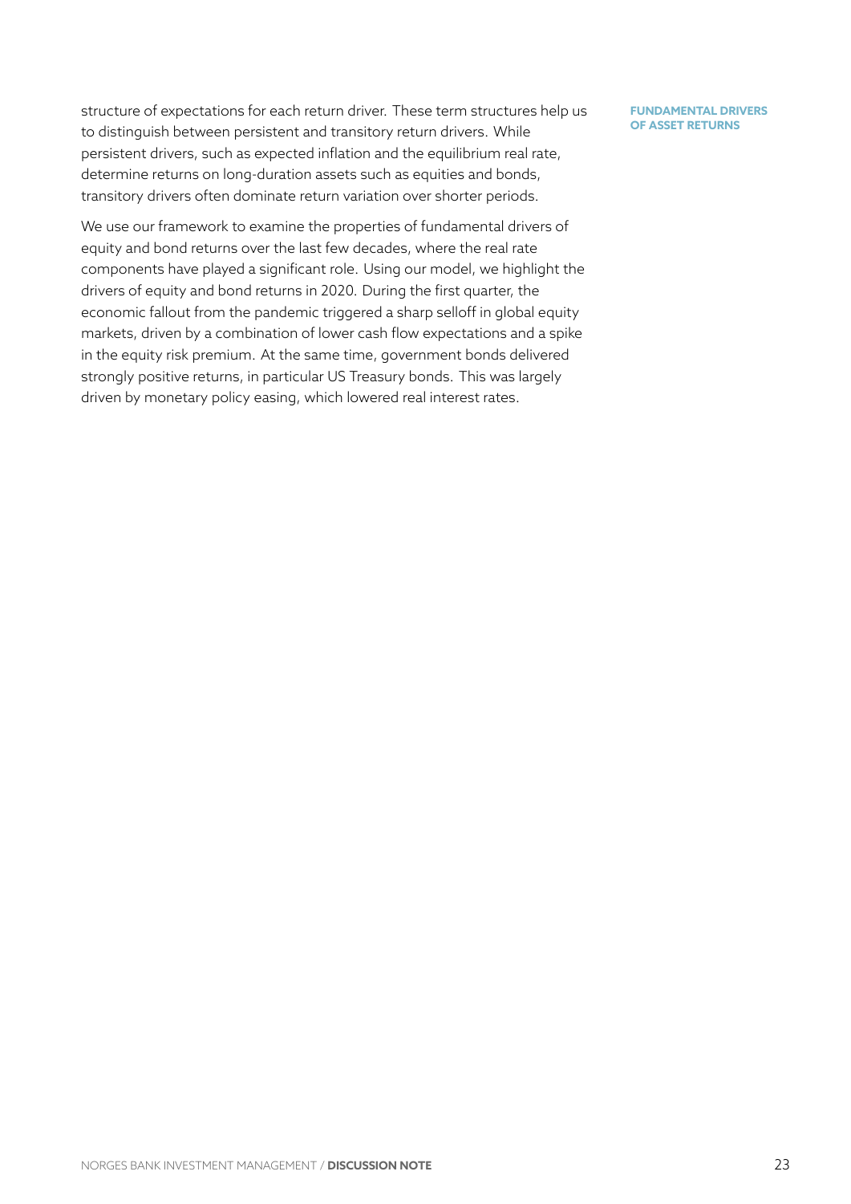structure of expectations for each return driver. These term structures help us to distinguish between persistent and transitory return drivers. While persistent drivers, such as expected inflation and the equilibrium real rate, determine returns on long-duration assets such as equities and bonds, transitory drivers often dominate return variation over shorter periods.

We use our framework to examine the properties of fundamental drivers of equity and bond returns over the last few decades, where the real rate components have played a significant role. Using our model, we highlight the drivers of equity and bond returns in 2020. During the first quarter, the economic fallout from the pandemic triggered a sharp selloff in global equity markets, driven by a combination of lower cash flow expectations and a spike in the equity risk premium. At the same time, government bonds delivered strongly positive returns, in particular US Treasury bonds. This was largely driven by monetary policy easing, which lowered real interest rates.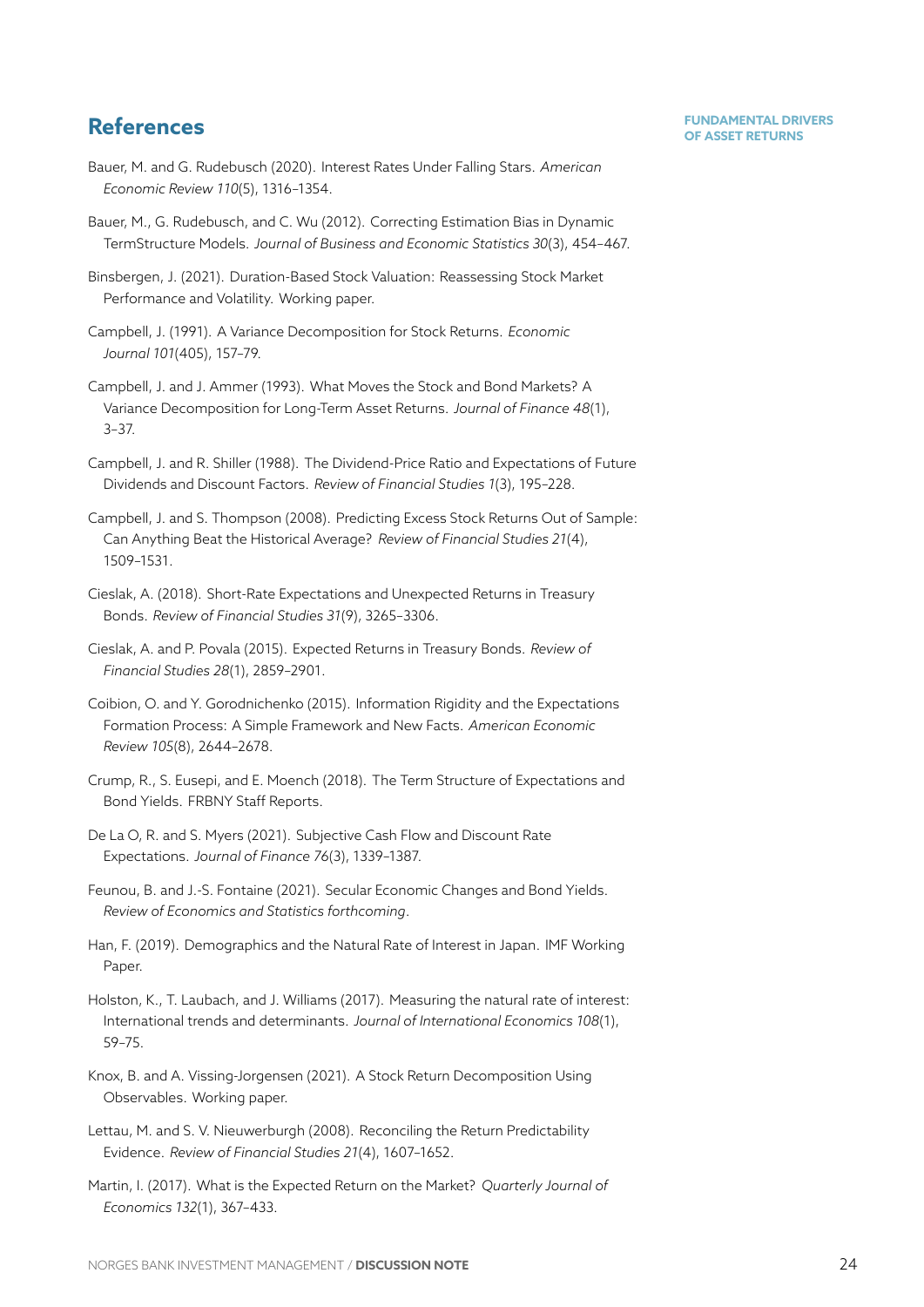## References

Bauer, M. and G. Rudebusch (2020). Interest Rates Under Falling Stars. *American Economic Review 110*(5), 1316–1354.

Bauer, M., G. Rudebusch, and C. Wu (2012). Correcting Estimation Bias in Dynamic TermStructure Models. *Journal of Business and Economic Statistics 30*(3), 454–467.

Binsbergen, J. (2021). Duration-Based Stock Valuation: Reassessing Stock Market Performance and Volatility. Working paper.

Campbell, J. (1991). A Variance Decomposition for Stock Returns. *Economic Journal 101*(405), 157–79.

Campbell, J. and J. Ammer (1993). What Moves the Stock and Bond Markets? A Variance Decomposition for Long-Term Asset Returns. *Journal of Finance 48*(1), 3–37.

Campbell, J. and R. Shiller (1988). The Dividend-Price Ratio and Expectations of Future Dividends and Discount Factors. *Review of Financial Studies 1*(3), 195–228.

Campbell, J. and S. Thompson (2008). Predicting Excess Stock Returns Out of Sample: Can Anything Beat the Historical Average? *Review of Financial Studies 21*(4), 1509–1531.

Cieslak, A. (2018). Short-Rate Expectations and Unexpected Returns in Treasury Bonds. *Review of Financial Studies 31*(9), 3265–3306.

Cieslak, A. and P. Povala (2015). Expected Returns in Treasury Bonds. *Review of Financial Studies 28*(1), 2859–2901.

Coibion, O. and Y. Gorodnichenko (2015). Information Rigidity and the Expectations Formation Process: A Simple Framework and New Facts. *American Economic Review 105*(8), 2644–2678.

Crump, R., S. Eusepi, and E. Moench (2018). The Term Structure of Expectations and Bond Yields. FRBNY Staff Reports.

De La O, R. and S. Myers (2021). Subjective Cash Flow and Discount Rate Expectations. *Journal of Finance 76*(3), 1339–1387.

Feunou, B. and J.-S. Fontaine (2021). Secular Economic Changes and Bond Yields. *Review of Economics and Statistics forthcoming*.

Han, F. (2019). Demographics and the Natural Rate of Interest in Japan. IMF Working Paper.

Holston, K., T. Laubach, and J. Williams (2017). Measuring the natural rate of interest: International trends and determinants. *Journal of International Economics 108*(1), 59–75.

Knox, B. and A. Vissing-Jorgensen (2021). A Stock Return Decomposition Using Observables. Working paper.

Lettau, M. and S. V. Nieuwerburgh (2008). Reconciling the Return Predictability Evidence. *Review of Financial Studies 21*(4), 1607–1652.

Martin, I. (2017). What is the Expected Return on the Market? *Quarterly Journal of Economics 132*(1), 367–433.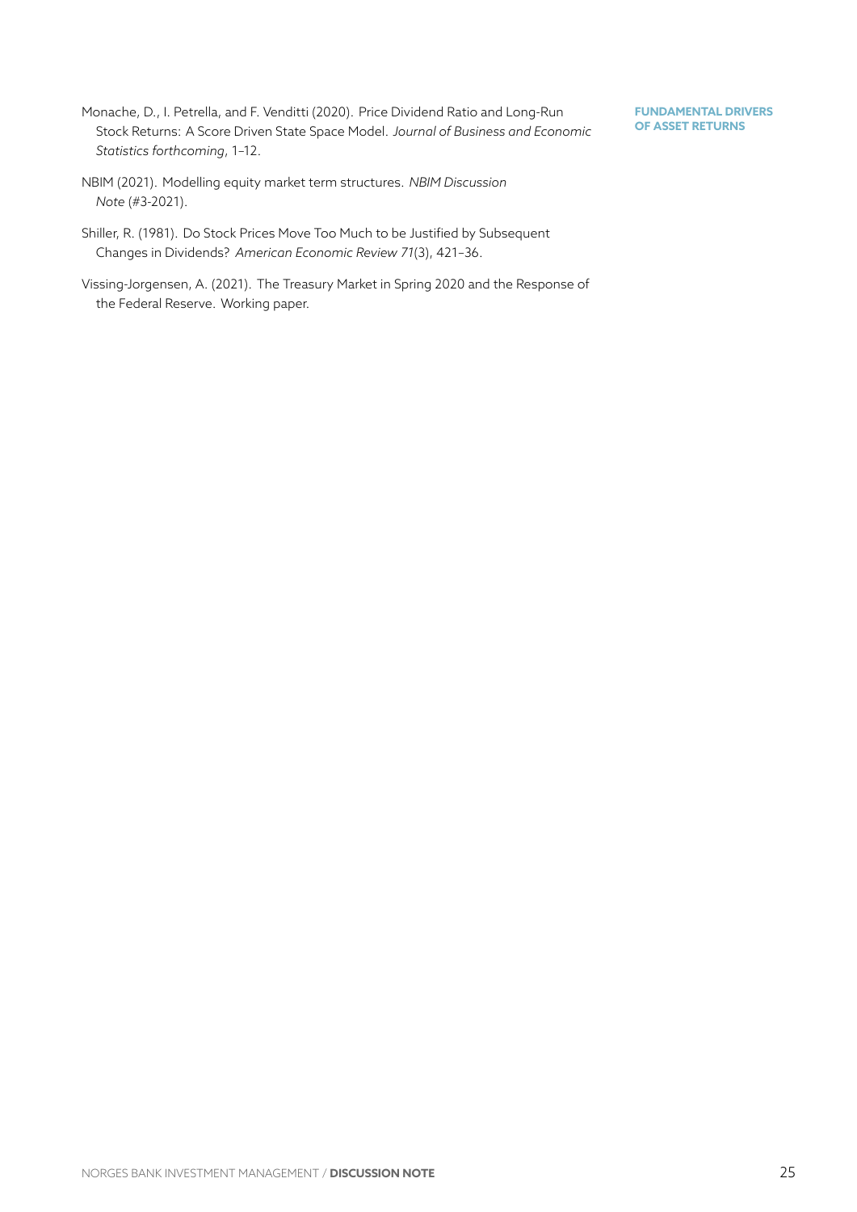Monache, D., I. Petrella, and F. Venditti (2020). Price Dividend Ratio and Long-Run Stock Returns: A Score Driven State Space Model. *Journal of Business and Economic Statistics forthcoming*, 1–12.

NBIM (2021). Modelling equity market term structures. *NBIM Discussion Note* (#3-2021).

Shiller, R. (1981). Do Stock Prices Move Too Much to be Justified by Subsequent Changes in Dividends? *American Economic Review 71*(3), 421–36.

Vissing-Jorgensen, A. (2021). The Treasury Market in Spring 2020 and the Response of the Federal Reserve. Working paper.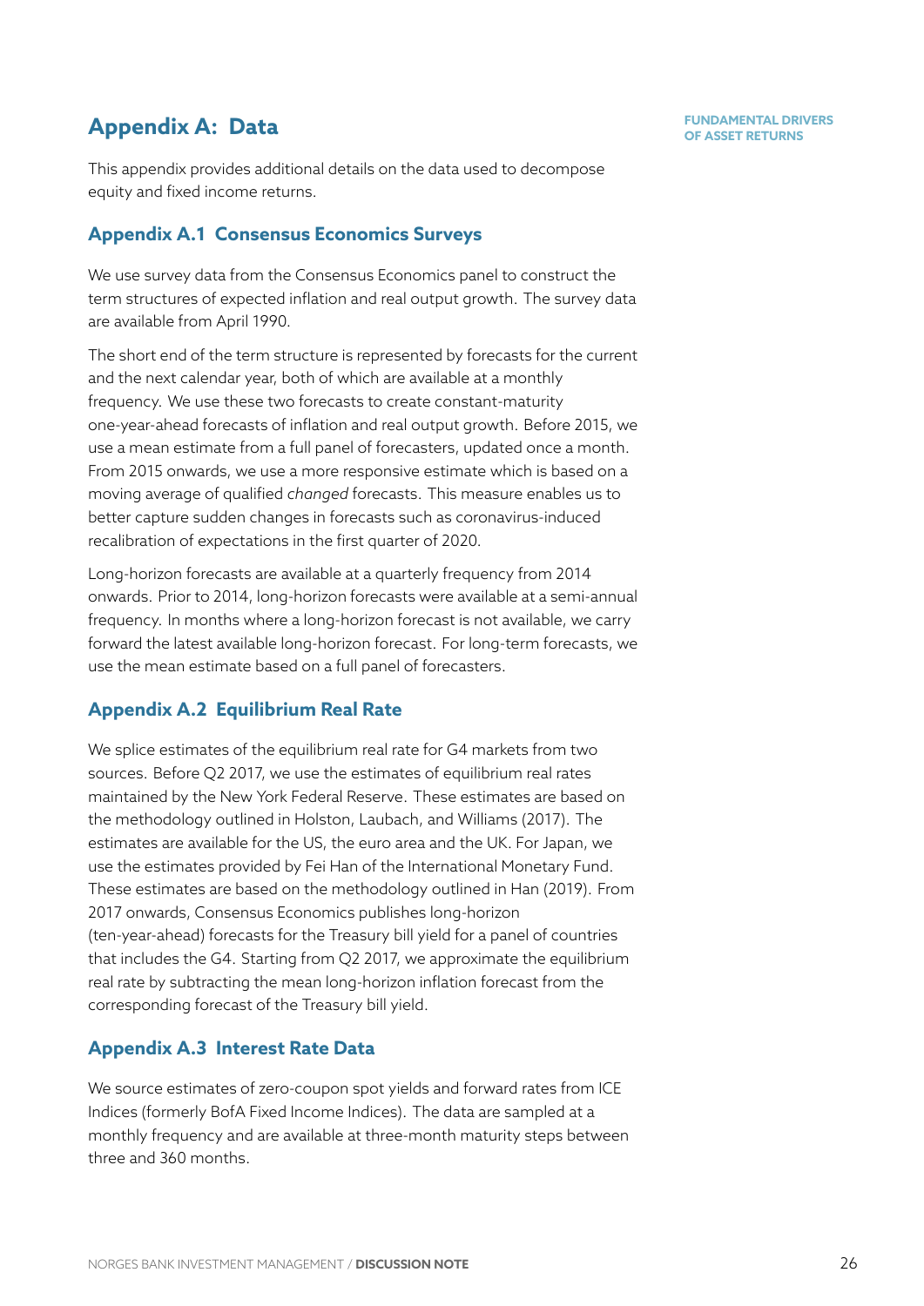# Appendix A: Data

This appendix provides additional details on the data used to decompose equity and fixed income returns.

## Appendix A.1 Consensus Economics Surveys

We use survey data from the Consensus Economics panel to construct the term structures of expected inflation and real output growth. The survey data are available from April 1990.

The short end of the term structure is represented by forecasts for the current and the next calendar year, both of which are available at a monthly frequency. We use these two forecasts to create constant-maturity one-year-ahead forecasts of inflation and real output growth. Before 2015, we use a mean estimate from a full panel of forecasters, updated once a month. From 2015 onwards, we use a more responsive estimate which is based on a moving average of qualified *changed* forecasts. This measure enables us to better capture sudden changes in forecasts such as coronavirus-induced recalibration of expectations in the first quarter of 2020.

Long-horizon forecasts are available at a quarterly frequency from 2014 onwards. Prior to 2014, long-horizon forecasts were available at a semi-annual frequency. In months where a long-horizon forecast is not available, we carry forward the latest available long-horizon forecast. For long-term forecasts, we use the mean estimate based on a full panel of forecasters.

## Appendix A.2 Equilibrium Real Rate

We splice estimates of the equilibrium real rate for G4 markets from two sources. Before Q2 2017, we use the estimates of equilibrium real rates maintained by the New York Federal Reserve. These estimates are based on the methodology outlined in Holston, Laubach, and Williams (2017). The estimates are available for the US, the euro area and the UK. For Japan, we use the estimates provided by Fei Han of the International Monetary Fund. These estimates are based on the methodology outlined in Han (2019). From 2017 onwards, Consensus Economics publishes long-horizon (ten-year-ahead) forecasts for the Treasury bill yield for a panel of countries that includes the G4. Starting from Q2 2017, we approximate the equilibrium real rate by subtracting the mean long-horizon inflation forecast from the corresponding forecast of the Treasury bill yield.

## Appendix A.3 Interest Rate Data

We source estimates of zero-coupon spot yields and forward rates from ICE Indices (formerly BofA Fixed Income Indices). The data are sampled at a monthly frequency and are available at three-month maturity steps between three and 360 months.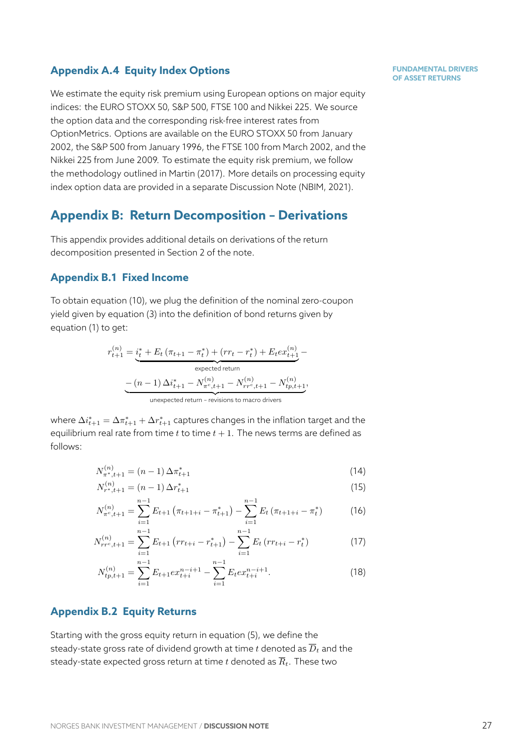## Appendix A.4 Equity Index Options

We estimate the equity risk premium using European options on major equity indices: the EURO STOXX 50, S&P 500, FTSE 100 and Nikkei 225. We source the option data and the corresponding risk-free interest rates from OptionMetrics. Options are available on the EURO STOXX 50 from January 2002, the S&P 500 from January 1996, the FTSE 100 from March 2002, and the Nikkei 225 from June 2009. To estimate the equity risk premium, we follow the methodology outlined in Martin (2017). More details on processing equity index option data are provided in a separate Discussion Note (NBIM, 2021).

# Appendix B: Return Decomposition – Derivations

This appendix provides additional details on derivations of the return decomposition presented in Section 2 of the note.

## Appendix B.1 Fixed Income

To obtain equation (10), we plug the definition of the nominal zero-coupon yield given by equation (3) into the definition of bond returns given by equation (1) to get:

$$
\begin{aligned}
r_{t+1}^{(n)} = & \underbrace{i_t^* + E_t\left(\pi_{t+1} - \pi_t^*\right) + \left(rr_t - r_t^*\right) + E_t ex_{t+1}^{(n)}}_{\text{expected return}} - \\
& \underbrace{- \left(n-1\right)\Delta i_{t+1}^* - N_{\pi^c,t+1}^{(n)} - N_{rr^c,t+1}^{(n)} - N_{tp,t+1}^{(n)}}_{\text{unexpected return – revisions to macro drivers}},
\end{aligned}
$$

where $\Delta i_{t+1}^* = \Delta\pi_{t+1}^* + \Delta r_{t+1}^*$ captures changes in the inflation target and the equilibrium real rate from time $t$ to time $t+1$. The news terms are defined as follows:

$$
N_{\pi^*,t+1}^{(n)} = \left(n-1\right)\Delta\pi_{t+1}^* \tag{14}
$$

$$
N_{r^*,t+1}^{(n)} = \left(n-1\right)\Delta r_{t+1}^* \tag{15}
$$

$$
N_{\pi^c,t+1}^{(n)} = \sum_{i=1}^{n-1} E_{t+1}\left(\pi_{t+1+i} - \pi_{t+1}^*\right) - \sum_{i=1}^{n-1} E_t\left(\pi_{t+1+i} - \pi_t^*\right) \tag{16}
$$

$$
N_{rr^c,t+1}^{(n)} = \sum_{i=1}^{n-1} E_{t+1}\left(rr_{t+i} - r_{t+1}^*\right) - \sum_{i=1}^{n-1} E_t\left(rr_{t+i} - r_t^*\right) \tag{17}
$$

$$
N_{tp,t+1}^{(n)} = \sum_{i=1}^{n-1} E_{t+1} ex_{t+i}^{n-i+1} - \sum_{i=1}^{n-1} E_t ex_{t+i}^{n-i+1}. \tag{18}
$$

## Appendix B.2 Equity Returns

Starting with the gross equity return in equation (5), we define the steady-state gross rate of dividend growth at time $t$ denoted as $\overline{D}_t$ and the steady-state expected gross return at time $t$ denoted as $\overline{R}_t$. These two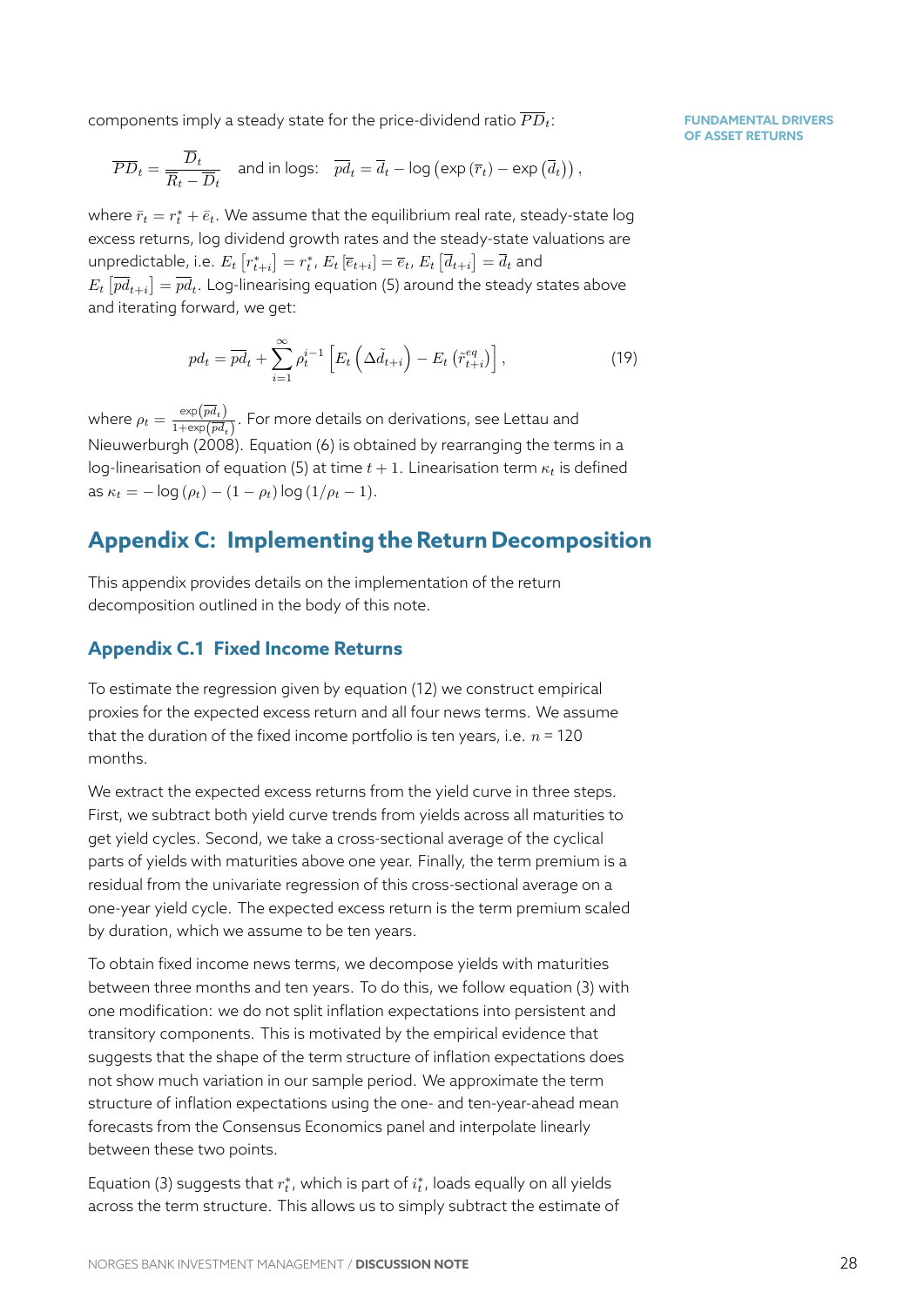components imply a steady state for the price-dividend ratio $\overline{PD}_t$:

$$\overline{PD}_t = \frac{\overline{D}_t}{\overline{R}_t - \overline{D}_t} \quad \text{and in logs:} \quad \overline{pd}_t = \overline{d}_t - \log\left(\exp\left(\overline{r}_t\right) - \exp\left(\overline{d}_t\right)\right),$$

where $\bar{r}_t = r_t^* + \bar{e}_t$. We assume that the equilibrium real rate, steady-state log excess returns, log dividend growth rates and the steady-state valuations are unpredictable, i.e. $E_t\left[r_{t+i}^*\right] = r_t^*$, $E_t\left[\overline{e}_{t+i}\right] = \overline{e}_t$, $E_t\left[\overline{d}_{t+i}\right] = \overline{d}_t$ and $E_t\left[\overline{pd}_{t+i}\right] = \overline{pd}_t$. Log-linearising equation (5) around the steady states above and iterating forward, we get:

$$pd_t = \overline{pd}_t + \sum_{i=1}^{\infty} \rho_t^{i-1}\left[E_t\left(\Delta\tilde{d}_{t+i}\right) - E_t\left(\tilde{r}_{t+i}^{eq}\right)\right], \tag{19}$$

where $\rho_t = \frac{\exp\left(\overline{pd}_t\right)}{1+\exp\left(\overline{pd}_t\right)}$. For more details on derivations, see Lettau and Nieuwerburgh (2008). Equation (6) is obtained by rearranging the terms in a log-linearisation of equation (5) at time $t+1$. Linearisation term $\kappa_t$ is defined as $\kappa_t = -\log\left(\rho_t\right) - \left(1-\rho_t\right)\log\left(1/\rho_t - 1\right)$.

## Appendix C: Implementing the Return Decomposition

This appendix provides details on the implementation of the return decomposition outlined in the body of this note.

### Appendix C.1 Fixed Income Returns

To estimate the regression given by equation (12) we construct empirical proxies for the expected excess return and all four news terms. We assume that the duration of the fixed income portfolio is ten years, i.e. $n$ = 120 months.

We extract the expected excess returns from the yield curve in three steps. First, we subtract both yield curve trends from yields across all maturities to get yield cycles. Second, we take a cross-sectional average of the cyclical parts of yields with maturities above one year. Finally, the term premium is a residual from the univariate regression of this cross-sectional average on a one-year yield cycle. The expected excess return is the term premium scaled by duration, which we assume to be ten years.

To obtain fixed income news terms, we decompose yields with maturities between three months and ten years. To do this, we follow equation (3) with one modification: we do not split inflation expectations into persistent and transitory components. This is motivated by the empirical evidence that suggests that the shape of the term structure of inflation expectations does not show much variation in our sample period. We approximate the term structure of inflation expectations using the one- and ten-year-ahead mean forecasts from the Consensus Economics panel and interpolate linearly between these two points.

Equation (3) suggests that $r_t^*$, which is part of $i_t^*$, loads equally on all yields across the term structure. This allows us to simply subtract the estimate of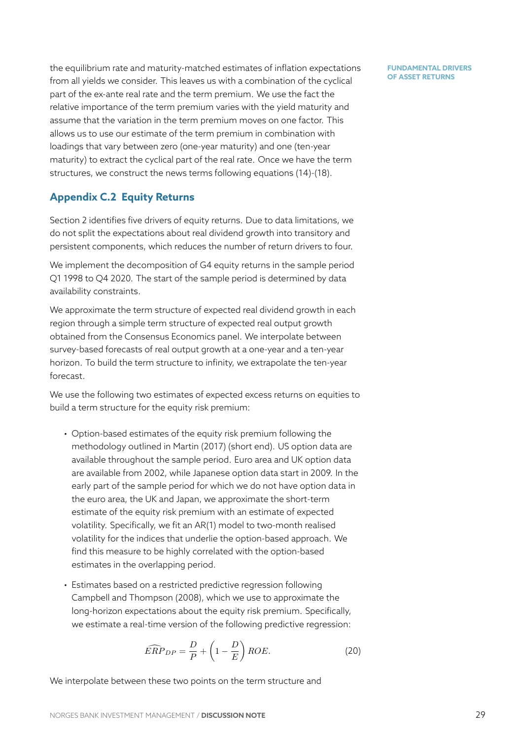the equilibrium rate and maturity-matched estimates of inflation expectations from all yields we consider. This leaves us with a combination of the cyclical part of the ex-ante real rate and the term premium. We use the fact the relative importance of the term premium varies with the yield maturity and assume that the variation in the term premium moves on one factor. This allows us to use our estimate of the term premium in combination with loadings that vary between zero (one-year maturity) and one (ten-year maturity) to extract the cyclical part of the real rate. Once we have the term structures, we construct the news terms following equations (14)-(18).

## Appendix C.2 Equity Returns

Section 2 identifies five drivers of equity returns. Due to data limitations, we do not split the expectations about real dividend growth into transitory and persistent components, which reduces the number of return drivers to four.

We implement the decomposition of G4 equity returns in the sample period Q1 1998 to Q4 2020. The start of the sample period is determined by data availability constraints.

We approximate the term structure of expected real dividend growth in each region through a simple term structure of expected real output growth obtained from the Consensus Economics panel. We interpolate between survey-based forecasts of real output growth at a one-year and a ten-year horizon. To build the term structure to infinity, we extrapolate the ten-year forecast.

We use the following two estimates of expected excess returns on equities to build a term structure for the equity risk premium:

- Option-based estimates of the equity risk premium following the methodology outlined in Martin (2017) (short end). US option data are available throughout the sample period. Euro area and UK option data are available from 2002, while Japanese option data start in 2009. In the early part of the sample period for which we do not have option data in the euro area, the UK and Japan, we approximate the short-term estimate of the equity risk premium with an estimate of expected volatility. Specifically, we fit an AR(1) model to two-month realised volatility for the indices that underlie the option-based approach. We find this measure to be highly correlated with the option-based estimates in the overlapping period.
- Estimates based on a restricted predictive regression following Campbell and Thompson (2008), which we use to approximate the long-horizon expectations about the equity risk premium. Specifically, we estimate a real-time version of the following predictive regression:

$$\widehat{ERP}_{DP} = \frac{D}{P} + \left(1 - \frac{D}{E}\right) ROE. \tag{20}$$

We interpolate between these two points on the term structure and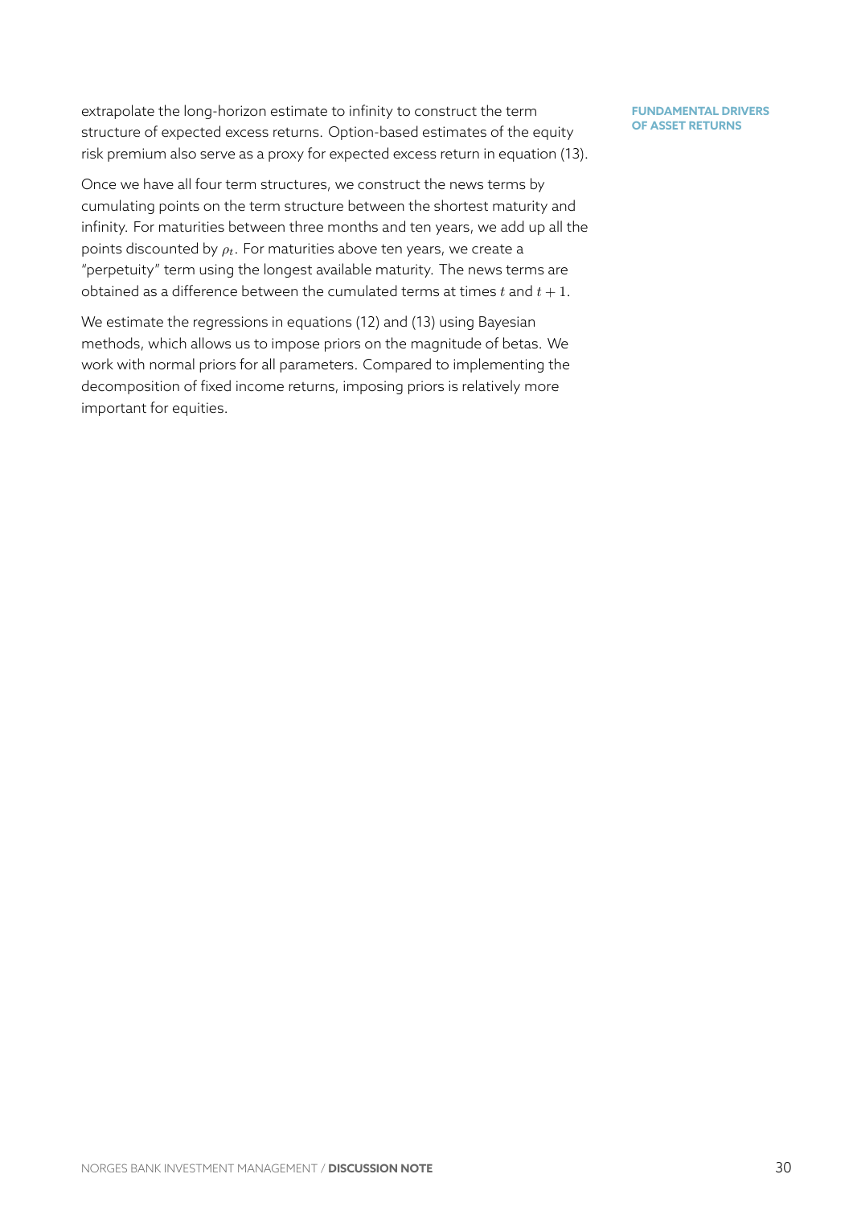extrapolate the long-horizon estimate to infinity to construct the term structure of expected excess returns. Option-based estimates of the equity risk premium also serve as a proxy for expected excess return in equation (13).

Once we have all four term structures, we construct the news terms by cumulating points on the term structure between the shortest maturity and infinity. For maturities between three months and ten years, we add up all the points discounted by $\rho_t$. For maturities above ten years, we create a "perpetuity" term using the longest available maturity. The news terms are obtained as a difference between the cumulated terms at times $t$ and $t + 1$.

We estimate the regressions in equations (12) and (13) using Bayesian methods, which allows us to impose priors on the magnitude of betas. We work with normal priors for all parameters. Compared to implementing the decomposition of fixed income returns, imposing priors is relatively more important for equities.